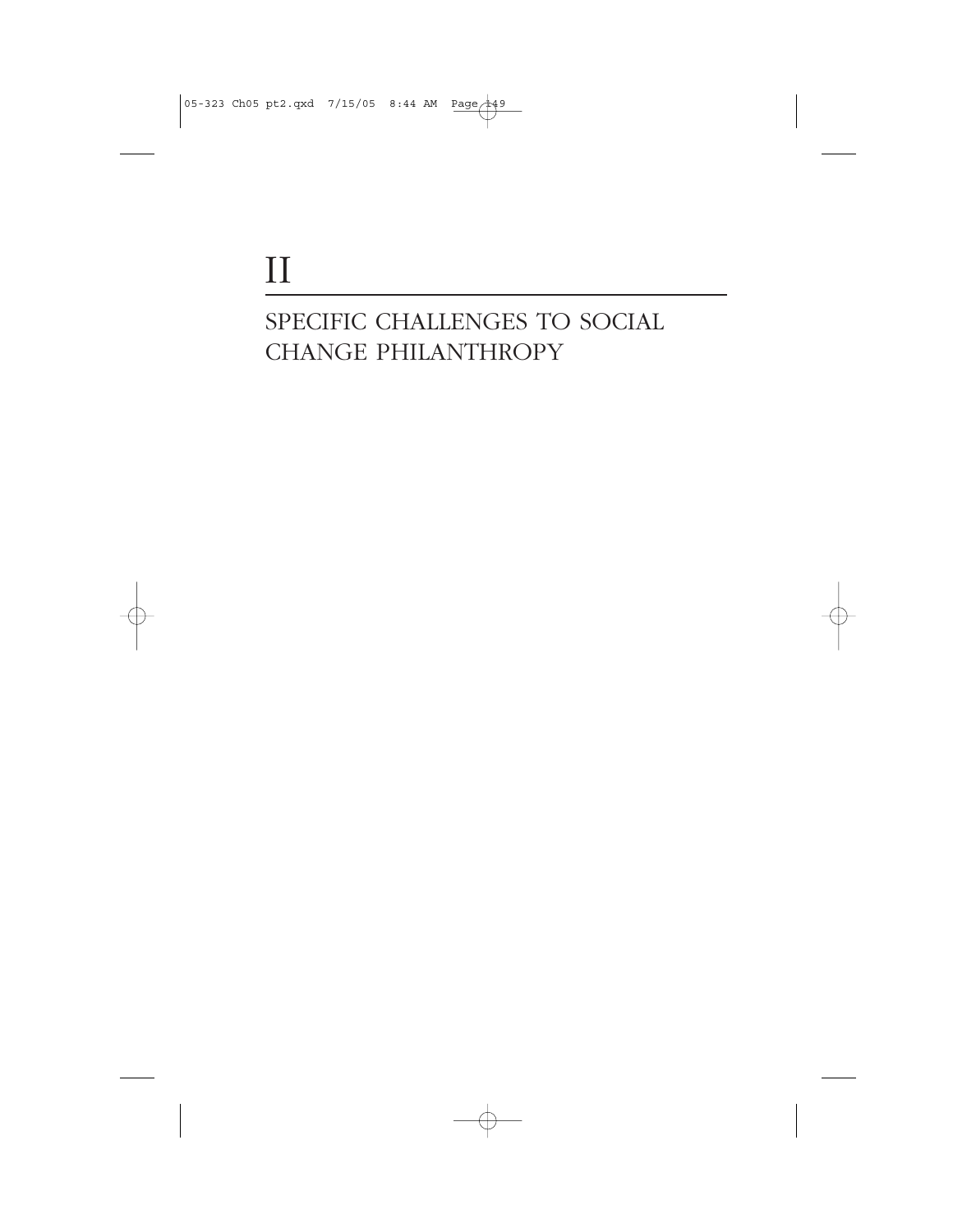# II

## SPECIFIC CHALLENGES TO SOCIAL CHANGE PHILANTHROPY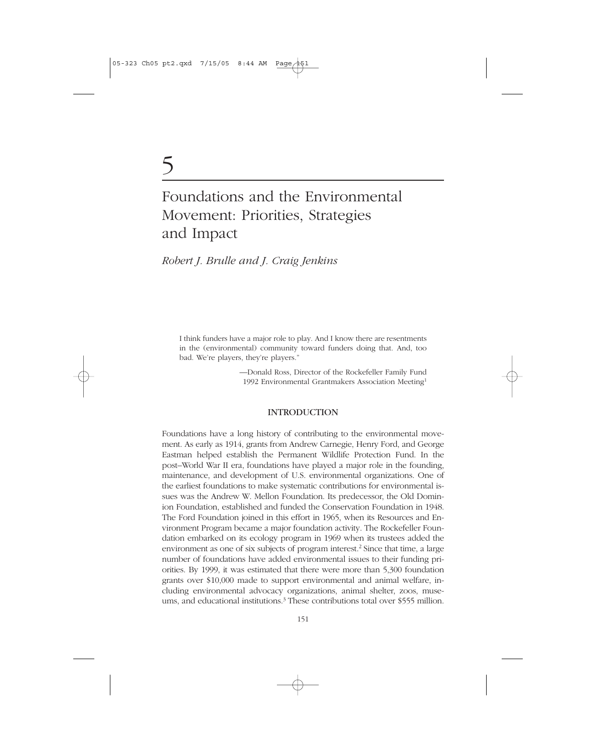# 5

# Foundations and the Environmental Movement: Priorities, Strategies and Impact

*Robert J. Brulle and J. Craig Jenkins*

> I think funders have a major role to play. And I know there are resentments in the (environmental) community toward funders doing that. And, too bad. We're players, they're players."
>
> —Donald Ross, Director of the Rockefeller Family Fund
> 1992 Environmental Grantmakers Association Meeting[1]

## INTRODUCTION

Foundations have a long history of contributing to the environmental movement. As early as 1914, grants from Andrew Carnegie, Henry Ford, and George Eastman helped establish the Permanent Wildlife Protection Fund. In the post–World War II era, foundations have played a major role in the founding, maintenance, and development of U.S. environmental organizations. One of the earliest foundations to make systematic contributions for environmental issues was the Andrew W. Mellon Foundation. Its predecessor, the Old Dominion Foundation, established and funded the Conservation Foundation in 1948. The Ford Foundation joined in this effort in 1965, when its Resources and Environment Program became a major foundation activity. The Rockefeller Foundation embarked on its ecology program in 1969 when its trustees added the environment as one of six subjects of program interest.[2] Since that time, a large number of foundations have added environmental issues to their funding priorities. By 1999, it was estimated that there were more than 5,300 foundation grants over $10,000 made to support environmental and animal welfare, including environmental advocacy organizations, animal shelter, zoos, museums, and educational institutions.[3] These contributions total over $555 million.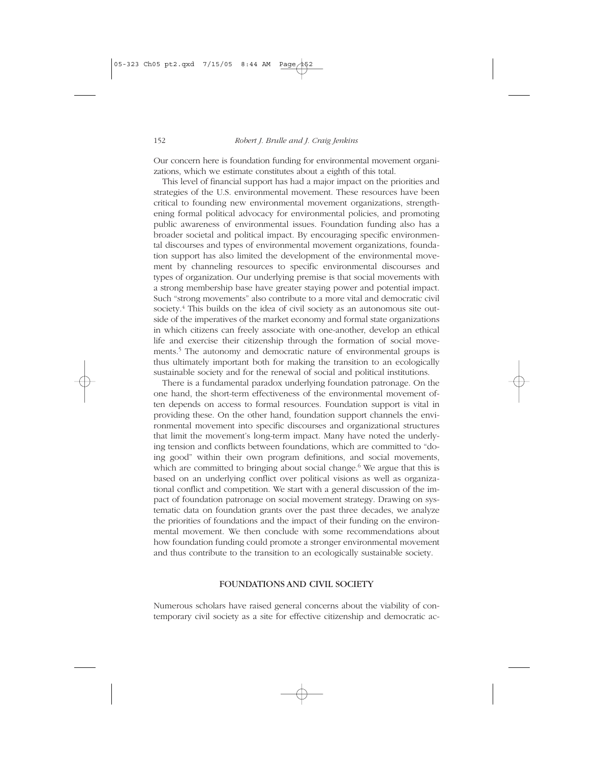Our concern here is foundation funding for environmental movement organizations, which we estimate constitutes about a eighth of this total.

This level of financial support has had a major impact on the priorities and strategies of the U.S. environmental movement. These resources have been critical to founding new environmental movement organizations, strengthening formal political advocacy for environmental policies, and promoting public awareness of environmental issues. Foundation funding also has a broader societal and political impact. By encouraging specific environmental discourses and types of environmental movement organizations, foundation support has also limited the development of the environmental movement by channeling resources to specific environmental discourses and types of organization. Our underlying premise is that social movements with a strong membership base have greater staying power and potential impact. Such "strong movements" also contribute to a more vital and democratic civil society.[4] This builds on the idea of civil society as an autonomous site outside of the imperatives of the market economy and formal state organizations in which citizens can freely associate with one-another, develop an ethical life and exercise their citizenship through the formation of social movements.[5] The autonomy and democratic nature of environmental groups is thus ultimately important both for making the transition to an ecologically sustainable society and for the renewal of social and political institutions.

There is a fundamental paradox underlying foundation patronage. On the one hand, the short-term effectiveness of the environmental movement often depends on access to formal resources. Foundation support is vital in providing these. On the other hand, foundation support channels the environmental movement into specific discourses and organizational structures that limit the movement's long-term impact. Many have noted the underlying tension and conflicts between foundations, which are committed to "doing good" within their own program definitions, and social movements, which are committed to bringing about social change.[6] We argue that this is based on an underlying conflict over political visions as well as organizational conflict and competition. We start with a general discussion of the impact of foundation patronage on social movement strategy. Drawing on systematic data on foundation grants over the past three decades, we analyze the priorities of foundations and the impact of their funding on the environmental movement. We then conclude with some recommendations about how foundation funding could promote a stronger environmental movement and thus contribute to the transition to an ecologically sustainable society.

## FOUNDATIONS AND CIVIL SOCIETY

Numerous scholars have raised general concerns about the viability of contemporary civil society as a site for effective citizenship and democratic ac-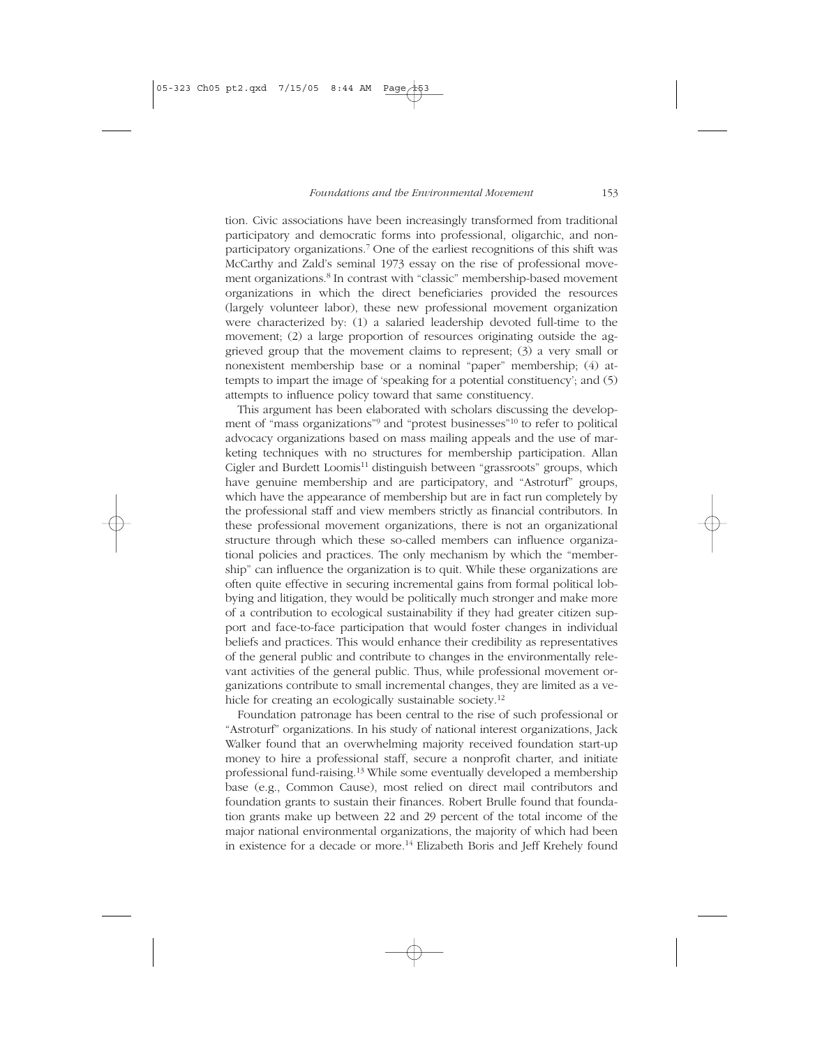tion. Civic associations have been increasingly transformed from traditional participatory and democratic forms into professional, oligarchic, and nonparticipatory organizations.[7] One of the earliest recognitions of this shift was McCarthy and Zald's seminal 1973 essay on the rise of professional movement organizations.[8] In contrast with "classic" membership-based movement organizations in which the direct beneficiaries provided the resources (largely volunteer labor), these new professional movement organization were characterized by: (1) a salaried leadership devoted full-time to the movement; (2) a large proportion of resources originating outside the aggrieved group that the movement claims to represent; (3) a very small or nonexistent membership base or a nominal "paper" membership; (4) attempts to impart the image of 'speaking for a potential constituency'; and (5) attempts to influence policy toward that same constituency.

This argument has been elaborated with scholars discussing the development of "mass organizations"[9] and "protest businesses"[10] to refer to political advocacy organizations based on mass mailing appeals and the use of marketing techniques with no structures for membership participation. Allan Cigler and Burdett Loomis[11] distinguish between "grassroots" groups, which have genuine membership and are participatory, and "Astroturf" groups, which have the appearance of membership but are in fact run completely by the professional staff and view members strictly as financial contributors. In these professional movement organizations, there is not an organizational structure through which these so-called members can influence organizational policies and practices. The only mechanism by which the "membership" can influence the organization is to quit. While these organizations are often quite effective in securing incremental gains from formal political lobbying and litigation, they would be politically much stronger and make more of a contribution to ecological sustainability if they had greater citizen support and face-to-face participation that would foster changes in individual beliefs and practices. This would enhance their credibility as representatives of the general public and contribute to changes in the environmentally relevant activities of the general public. Thus, while professional movement organizations contribute to small incremental changes, they are limited as a vehicle for creating an ecologically sustainable society.[12]

Foundation patronage has been central to the rise of such professional or "Astroturf" organizations. In his study of national interest organizations, Jack Walker found that an overwhelming majority received foundation start-up money to hire a professional staff, secure a nonprofit charter, and initiate professional fund-raising.[13] While some eventually developed a membership base (e.g., Common Cause), most relied on direct mail contributors and foundation grants to sustain their finances. Robert Brulle found that foundation grants make up between 22 and 29 percent of the total income of the major national environmental organizations, the majority of which had been in existence for a decade or more.[14] Elizabeth Boris and Jeff Krehely found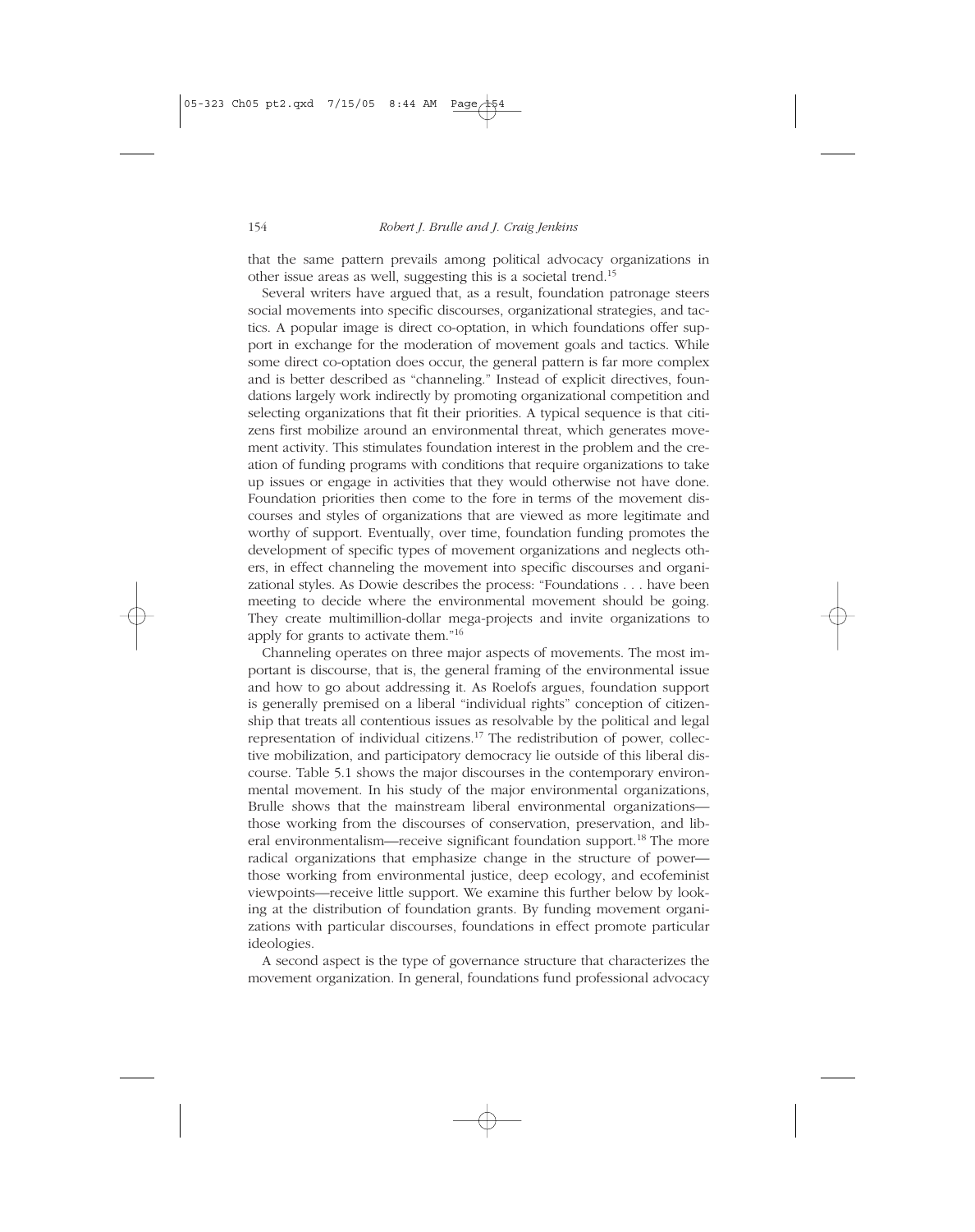that the same pattern prevails among political advocacy organizations in other issue areas as well, suggesting this is a societal trend.[15]

Several writers have argued that, as a result, foundation patronage steers social movements into specific discourses, organizational strategies, and tactics. A popular image is direct co-optation, in which foundations offer support in exchange for the moderation of movement goals and tactics. While some direct co-optation does occur, the general pattern is far more complex and is better described as "channeling." Instead of explicit directives, foundations largely work indirectly by promoting organizational competition and selecting organizations that fit their priorities. A typical sequence is that citizens first mobilize around an environmental threat, which generates movement activity. This stimulates foundation interest in the problem and the creation of funding programs with conditions that require organizations to take up issues or engage in activities that they would otherwise not have done. Foundation priorities then come to the fore in terms of the movement discourses and styles of organizations that are viewed as more legitimate and worthy of support. Eventually, over time, foundation funding promotes the development of specific types of movement organizations and neglects others, in effect channeling the movement into specific discourses and organizational styles. As Dowie describes the process: "Foundations . . . have been meeting to decide where the environmental movement should be going. They create multimillion-dollar mega-projects and invite organizations to apply for grants to activate them."[16]

Channeling operates on three major aspects of movements. The most important is discourse, that is, the general framing of the environmental issue and how to go about addressing it. As Roelofs argues, foundation support is generally premised on a liberal "individual rights" conception of citizenship that treats all contentious issues as resolvable by the political and legal representation of individual citizens.[17] The redistribution of power, collective mobilization, and participatory democracy lie outside of this liberal discourse. Table 5.1 shows the major discourses in the contemporary environmental movement. In his study of the major environmental organizations, Brulle shows that the mainstream liberal environmental organizations—those working from the discourses of conservation, preservation, and liberal environmentalism—receive significant foundation support.[18] The more radical organizations that emphasize change in the structure of power—those working from environmental justice, deep ecology, and ecofeminist viewpoints—receive little support. We examine this further below by looking at the distribution of foundation grants. By funding movement organizations with particular discourses, foundations in effect promote particular ideologies.

A second aspect is the type of governance structure that characterizes the movement organization. In general, foundations fund professional advocacy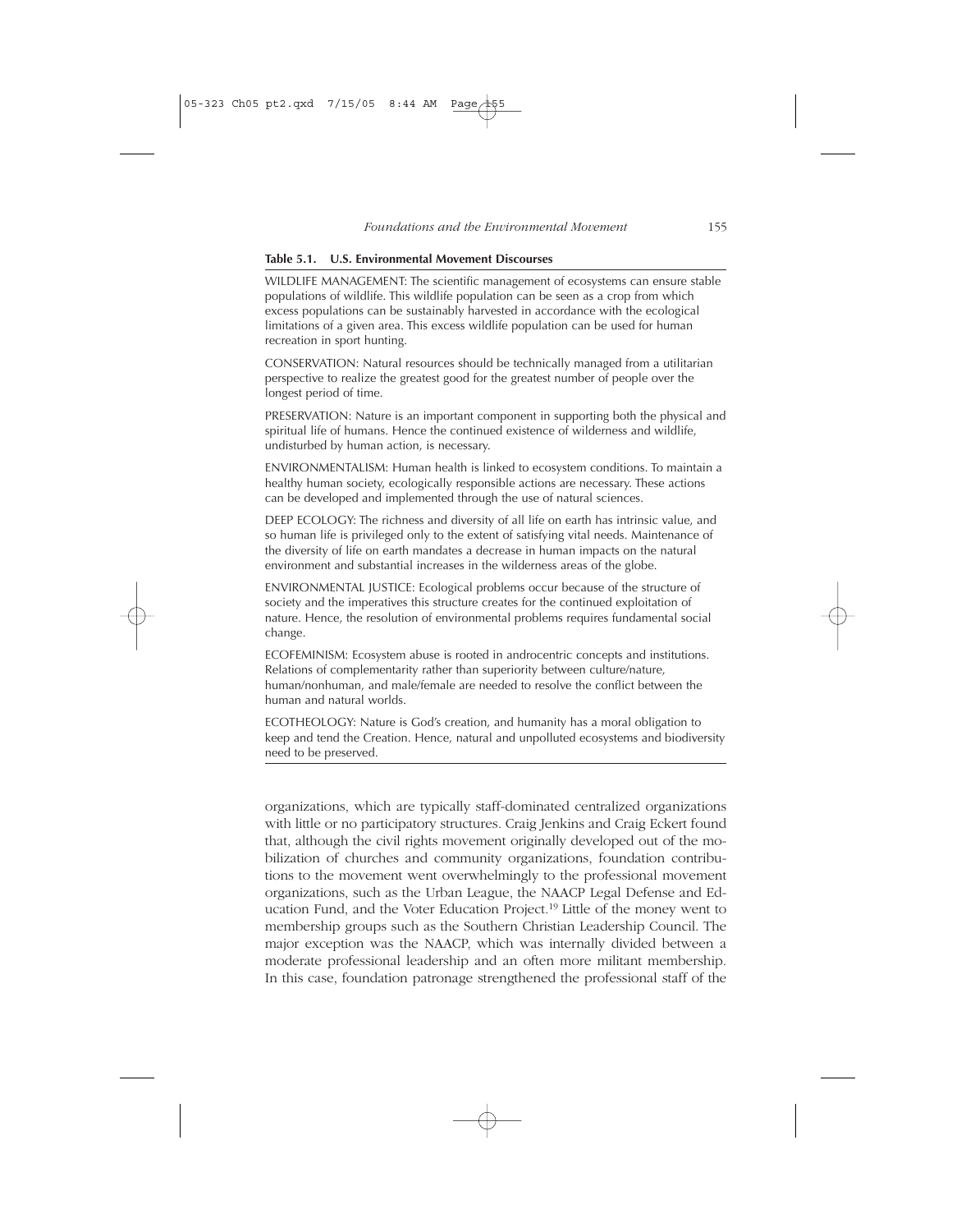**Table 5.1. U.S. Environmental Movement Discourses**

WILDLIFE MANAGEMENT: The scientific management of ecosystems can ensure stable populations of wildlife. This wildlife population can be seen as a crop from which excess populations can be sustainably harvested in accordance with the ecological limitations of a given area. This excess wildlife population can be used for human recreation in sport hunting.

CONSERVATION: Natural resources should be technically managed from a utilitarian perspective to realize the greatest good for the greatest number of people over the longest period of time.

PRESERVATION: Nature is an important component in supporting both the physical and spiritual life of humans. Hence the continued existence of wilderness and wildlife, undisturbed by human action, is necessary.

ENVIRONMENTALISM: Human health is linked to ecosystem conditions. To maintain a healthy human society, ecologically responsible actions are necessary. These actions can be developed and implemented through the use of natural sciences.

DEEP ECOLOGY: The richness and diversity of all life on earth has intrinsic value, and so human life is privileged only to the extent of satisfying vital needs. Maintenance of the diversity of life on earth mandates a decrease in human impacts on the natural environment and substantial increases in the wilderness areas of the globe.

ENVIRONMENTAL JUSTICE: Ecological problems occur because of the structure of society and the imperatives this structure creates for the continued exploitation of nature. Hence, the resolution of environmental problems requires fundamental social change.

ECOFEMINISM: Ecosystem abuse is rooted in androcentric concepts and institutions. Relations of complementarity rather than superiority between culture/nature, human/nonhuman, and male/female are needed to resolve the conflict between the human and natural worlds.

ECOTHEOLOGY: Nature is God's creation, and humanity has a moral obligation to keep and tend the Creation. Hence, natural and unpolluted ecosystems and biodiversity need to be preserved.

organizations, which are typically staff-dominated centralized organizations with little or no participatory structures. Craig Jenkins and Craig Eckert found that, although the civil rights movement originally developed out of the mobilization of churches and community organizations, foundation contributions to the movement went overwhelmingly to the professional movement organizations, such as the Urban League, the NAACP Legal Defense and Education Fund, and the Voter Education Project.[19] Little of the money went to membership groups such as the Southern Christian Leadership Council. The major exception was the NAACP, which was internally divided between a moderate professional leadership and an often more militant membership. In this case, foundation patronage strengthened the professional staff of the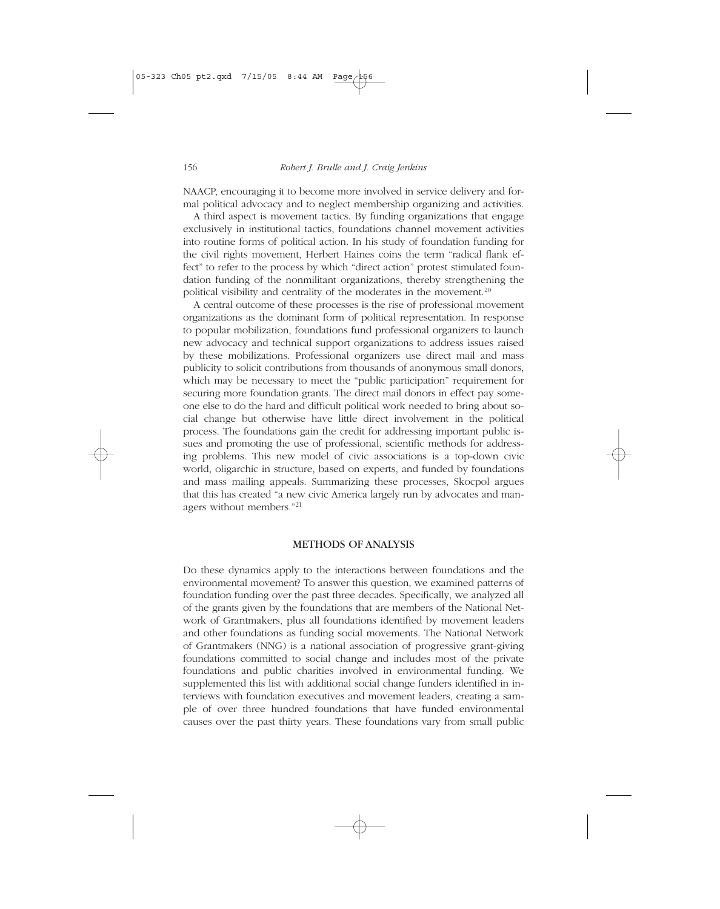NAACP, encouraging it to become more involved in service delivery and formal political advocacy and to neglect membership organizing and activities.

A third aspect is movement tactics. By funding organizations that engage exclusively in institutional tactics, foundations channel movement activities into routine forms of political action. In his study of foundation funding for the civil rights movement, Herbert Haines coins the term "radical flank effect" to refer to the process by which "direct action" protest stimulated foundation funding of the nonmilitant organizations, thereby strengthening the political visibility and centrality of the moderates in the movement.[20]

A central outcome of these processes is the rise of professional movement organizations as the dominant form of political representation. In response to popular mobilization, foundations fund professional organizers to launch new advocacy and technical support organizations to address issues raised by these mobilizations. Professional organizers use direct mail and mass publicity to solicit contributions from thousands of anonymous small donors, which may be necessary to meet the "public participation" requirement for securing more foundation grants. The direct mail donors in effect pay someone else to do the hard and difficult political work needed to bring about social change but otherwise have little direct involvement in the political process. The foundations gain the credit for addressing important public issues and promoting the use of professional, scientific methods for addressing problems. This new model of civic associations is a top-down civic world, oligarchic in structure, based on experts, and funded by foundations and mass mailing appeals. Summarizing these processes, Skocpol argues that this has created "a new civic America largely run by advocates and managers without members."[21]

## METHODS OF ANALYSIS

Do these dynamics apply to the interactions between foundations and the environmental movement? To answer this question, we examined patterns of foundation funding over the past three decades. Specifically, we analyzed all of the grants given by the foundations that are members of the National Network of Grantmakers, plus all foundations identified by movement leaders and other foundations as funding social movements. The National Network of Grantmakers (NNG) is a national association of progressive grant-giving foundations committed to social change and includes most of the private foundations and public charities involved in environmental funding. We supplemented this list with additional social change funders identified in interviews with foundation executives and movement leaders, creating a sample of over three hundred foundations that have funded environmental causes over the past thirty years. These foundations vary from small public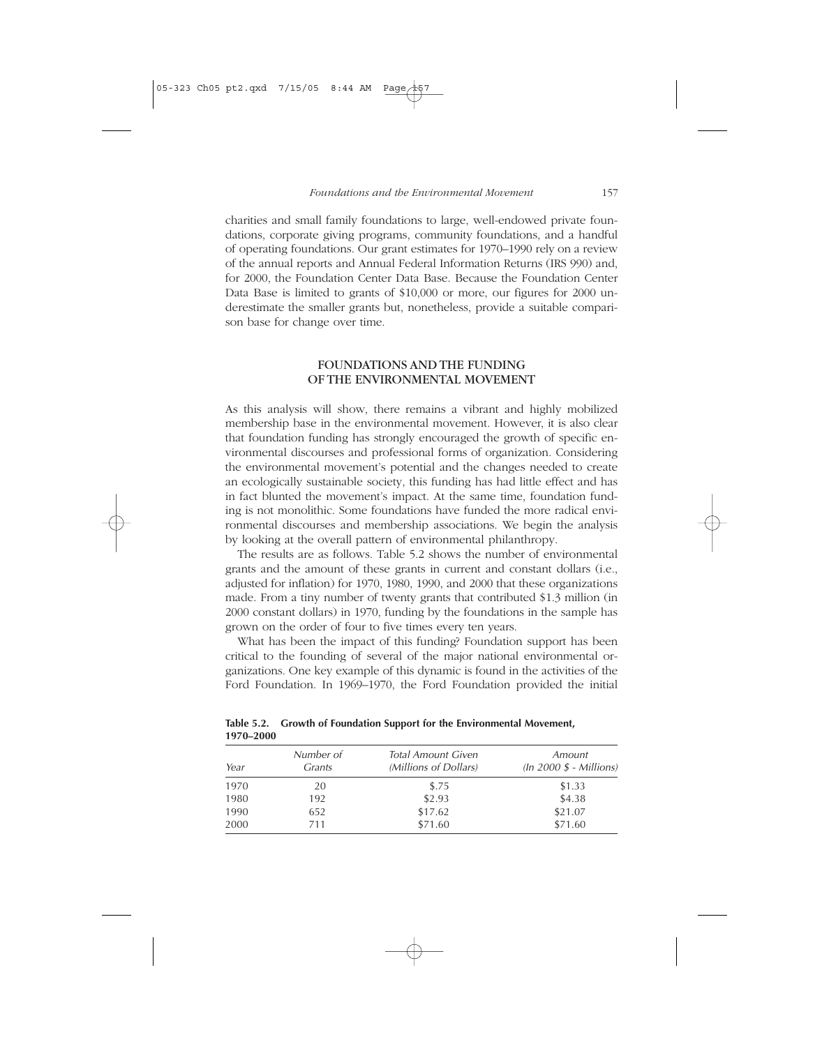charities and small family foundations to large, well-endowed private foundations, corporate giving programs, community foundations, and a handful of operating foundations. Our grant estimates for 1970–1990 rely on a review of the annual reports and Annual Federal Information Returns (IRS 990) and, for 2000, the Foundation Center Data Base. Because the Foundation Center Data Base is limited to grants of $10,000 or more, our figures for 2000 underestimate the smaller grants but, nonetheless, provide a suitable comparison base for change over time.

## FOUNDATIONS AND THE FUNDING OF THE ENVIRONMENTAL MOVEMENT

As this analysis will show, there remains a vibrant and highly mobilized membership base in the environmental movement. However, it is also clear that foundation funding has strongly encouraged the growth of specific environmental discourses and professional forms of organization. Considering the environmental movement's potential and the changes needed to create an ecologically sustainable society, this funding has had little effect and has in fact blunted the movement's impact. At the same time, foundation funding is not monolithic. Some foundations have funded the more radical environmental discourses and membership associations. We begin the analysis by looking at the overall pattern of environmental philanthropy.

The results are as follows. Table 5.2 shows the number of environmental grants and the amount of these grants in current and constant dollars (i.e., adjusted for inflation) for 1970, 1980, 1990, and 2000 that these organizations made. From a tiny number of twenty grants that contributed $1.3 million (in 2000 constant dollars) in 1970, funding by the foundations in the sample has grown on the order of four to five times every ten years.

What has been the impact of this funding? Foundation support has been critical to the founding of several of the major national environmental organizations. One key example of this dynamic is found in the activities of the Ford Foundation. In 1969–1970, the Ford Foundation provided the initial

**Table 5.2. Growth of Foundation Support for the Environmental Movement, 1970–2000**

| *Year* | *Number of Grants* | *Total Amount Given (Millions of Dollars)* | *Amount (In 2000 $ - Millions)* |
|---|---|---|---|
| 1970 | 20 | $.75 | $1.33 |
| 1980 | 192 | $2.93 | $4.38 |
| 1990 | 652 | $17.62 | $21.07 |
| 2000 | 711 | $71.60 | $71.60 |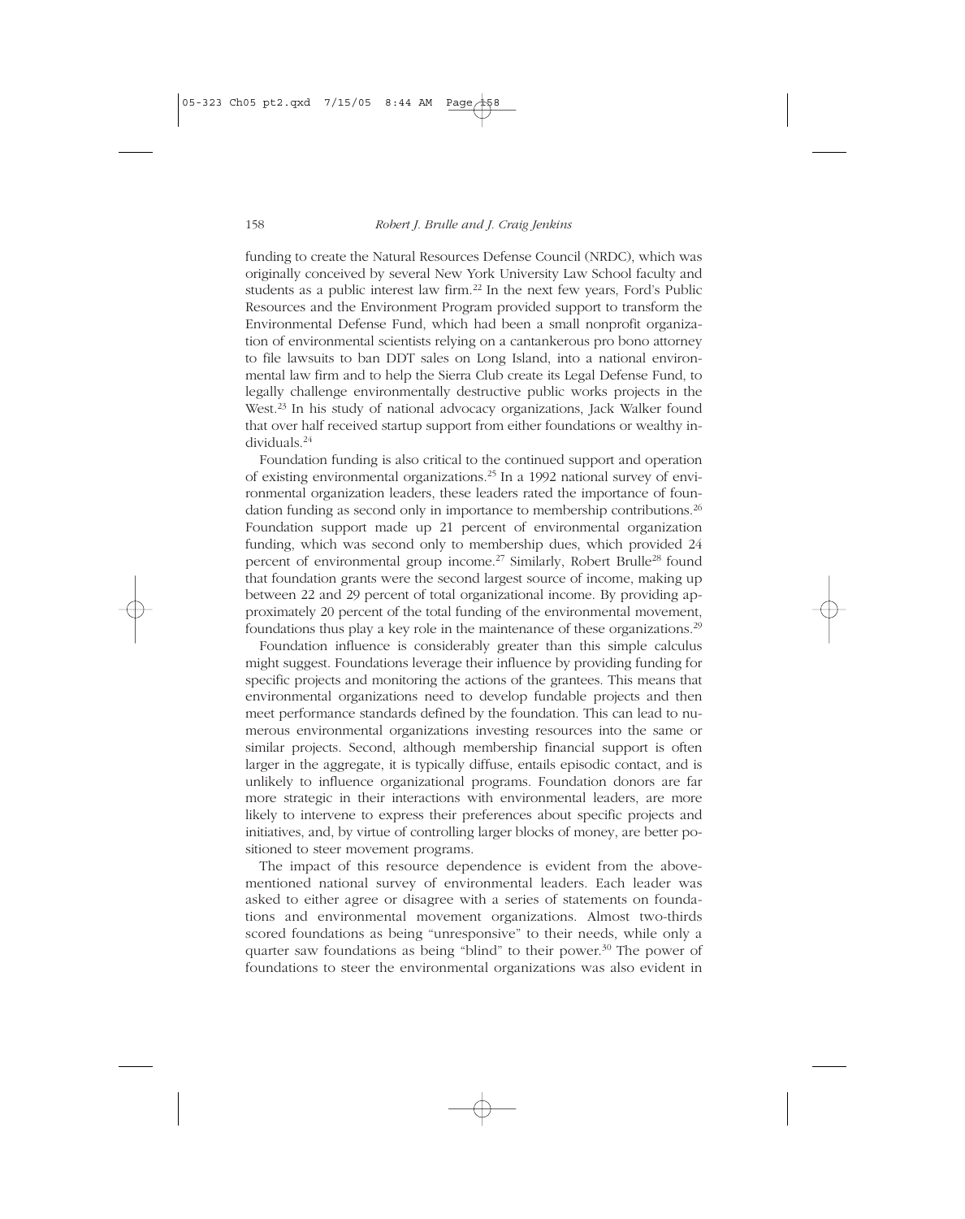funding to create the Natural Resources Defense Council (NRDC), which was originally conceived by several New York University Law School faculty and students as a public interest law firm.[22] In the next few years, Ford's Public Resources and the Environment Program provided support to transform the Environmental Defense Fund, which had been a small nonprofit organization of environmental scientists relying on a cantankerous pro bono attorney to file lawsuits to ban DDT sales on Long Island, into a national environmental law firm and to help the Sierra Club create its Legal Defense Fund, to legally challenge environmentally destructive public works projects in the West.[23] In his study of national advocacy organizations, Jack Walker found that over half received startup support from either foundations or wealthy individuals.[24]

Foundation funding is also critical to the continued support and operation of existing environmental organizations.[25] In a 1992 national survey of environmental organization leaders, these leaders rated the importance of foundation funding as second only in importance to membership contributions.[26] Foundation support made up 21 percent of environmental organization funding, which was second only to membership dues, which provided 24 percent of environmental group income.[27] Similarly, Robert Brulle[28] found that foundation grants were the second largest source of income, making up between 22 and 29 percent of total organizational income. By providing approximately 20 percent of the total funding of the environmental movement, foundations thus play a key role in the maintenance of these organizations.[29]

Foundation influence is considerably greater than this simple calculus might suggest. Foundations leverage their influence by providing funding for specific projects and monitoring the actions of the grantees. This means that environmental organizations need to develop fundable projects and then meet performance standards defined by the foundation. This can lead to numerous environmental organizations investing resources into the same or similar projects. Second, although membership financial support is often larger in the aggregate, it is typically diffuse, entails episodic contact, and is unlikely to influence organizational programs. Foundation donors are far more strategic in their interactions with environmental leaders, are more likely to intervene to express their preferences about specific projects and initiatives, and, by virtue of controlling larger blocks of money, are better positioned to steer movement programs.

The impact of this resource dependence is evident from the abovementioned national survey of environmental leaders. Each leader was asked to either agree or disagree with a series of statements on foundations and environmental movement organizations. Almost two-thirds scored foundations as being "unresponsive" to their needs, while only a quarter saw foundations as being "blind" to their power.[30] The power of foundations to steer the environmental organizations was also evident in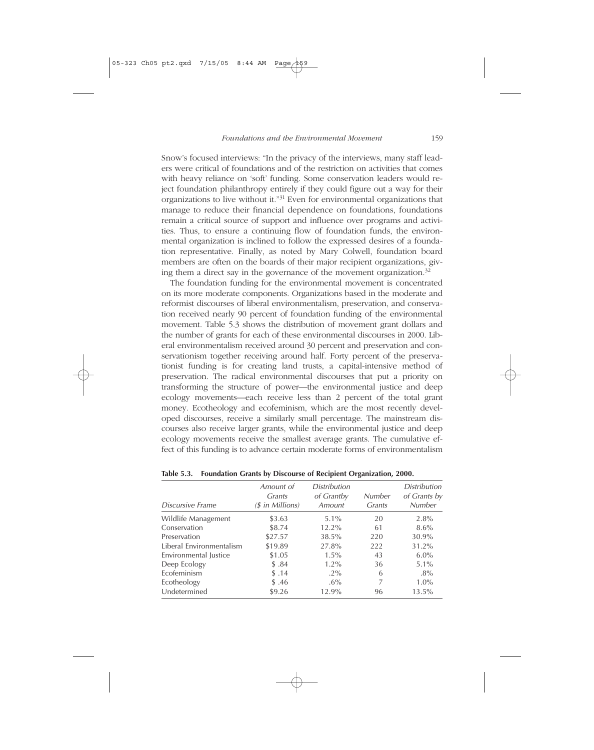Snow's focused interviews: "In the privacy of the interviews, many staff leaders were critical of foundations and of the restriction on activities that comes with heavy reliance on 'soft' funding. Some conservation leaders would reject foundation philanthropy entirely if they could figure out a way for their organizations to live without it."[31] Even for environmental organizations that manage to reduce their financial dependence on foundations, foundations remain a critical source of support and influence over programs and activities. Thus, to ensure a continuing flow of foundation funds, the environmental organization is inclined to follow the expressed desires of a foundation representative. Finally, as noted by Mary Colwell, foundation board members are often on the boards of their major recipient organizations, giving them a direct say in the governance of the movement organization.[32]

The foundation funding for the environmental movement is concentrated on its more moderate components. Organizations based in the moderate and reformist discourses of liberal environmentalism, preservation, and conservation received nearly 90 percent of foundation funding of the environmental movement. Table 5.3 shows the distribution of movement grant dollars and the number of grants for each of these environmental discourses in 2000. Liberal environmentalism received around 30 percent and preservation and conservationism together receiving around half. Forty percent of the preservationist funding is for creating land trusts, a capital-intensive method of preservation. The radical environmental discourses that put a priority on transforming the structure of power—the environmental justice and deep ecology movements—each receive less than 2 percent of the total grant money. Ecotheology and ecofeminism, which are the most recently developed discourses, receive a similarly small percentage. The mainstream discourses also receive larger grants, while the environmental justice and deep ecology movements receive the smallest average grants. The cumulative effect of this funding is to advance certain moderate forms of environmentalism

**Table 5.3. Foundation Grants by Discourse of Recipient Organization, 2000.**

| *Discursive Frame* | *Amount of Grants ($ in Millions)* | *Distribution of Grantby Amount* | *Number Grants* | *Distribution of Grants by Number* |
|---|---|---|---|---|
| Wildlife Management | $3.63 | 5.1% | 20 | 2.8% |
| Conservation | $8.74 | 12.2% | 61 | 8.6% |
| Preservation | $27.57 | 38.5% | 220 | 30.9% |
| Liberal Environmentalism | $19.89 | 27.8% | 222 | 31.2% |
| Environmental Justice | $1.05 | 1.5% | 43 | 6.0% |
| Deep Ecology | $ .84 | 1.2% | 36 | 5.1% |
| Ecofeminism | $ .14 | .2% | 6 | .8% |
| Ecotheology | $ .46 | .6% | 7 | 1.0% |
| Undetermined | $9.26 | 12.9% | 96 | 13.5% |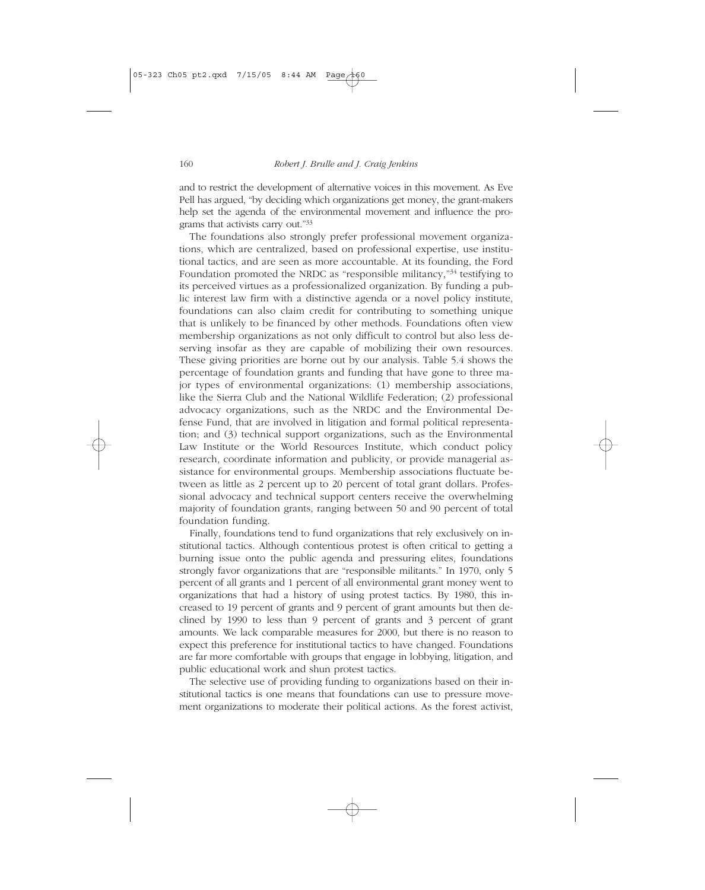and to restrict the development of alternative voices in this movement. As Eve Pell has argued, "by deciding which organizations get money, the grant-makers help set the agenda of the environmental movement and influence the programs that activists carry out."[33]

The foundations also strongly prefer professional movement organizations, which are centralized, based on professional expertise, use institutional tactics, and are seen as more accountable. At its founding, the Ford Foundation promoted the NRDC as "responsible militancy,"[34] testifying to its perceived virtues as a professionalized organization. By funding a public interest law firm with a distinctive agenda or a novel policy institute, foundations can also claim credit for contributing to something unique that is unlikely to be financed by other methods. Foundations often view membership organizations as not only difficult to control but also less deserving insofar as they are capable of mobilizing their own resources. These giving priorities are borne out by our analysis. Table 5.4 shows the percentage of foundation grants and funding that have gone to three major types of environmental organizations: (1) membership associations, like the Sierra Club and the National Wildlife Federation; (2) professional advocacy organizations, such as the NRDC and the Environmental Defense Fund, that are involved in litigation and formal political representation; and (3) technical support organizations, such as the Environmental Law Institute or the World Resources Institute, which conduct policy research, coordinate information and publicity, or provide managerial assistance for environmental groups. Membership associations fluctuate between as little as 2 percent up to 20 percent of total grant dollars. Professional advocacy and technical support centers receive the overwhelming majority of foundation grants, ranging between 50 and 90 percent of total foundation funding.

Finally, foundations tend to fund organizations that rely exclusively on institutional tactics. Although contentious protest is often critical to getting a burning issue onto the public agenda and pressuring elites, foundations strongly favor organizations that are "responsible militants." In 1970, only 5 percent of all grants and 1 percent of all environmental grant money went to organizations that had a history of using protest tactics. By 1980, this increased to 19 percent of grants and 9 percent of grant amounts but then declined by 1990 to less than 9 percent of grants and 3 percent of grant amounts. We lack comparable measures for 2000, but there is no reason to expect this preference for institutional tactics to have changed. Foundations are far more comfortable with groups that engage in lobbying, litigation, and public educational work and shun protest tactics.

The selective use of providing funding to organizations based on their institutional tactics is one means that foundations can use to pressure movement organizations to moderate their political actions. As the forest activist,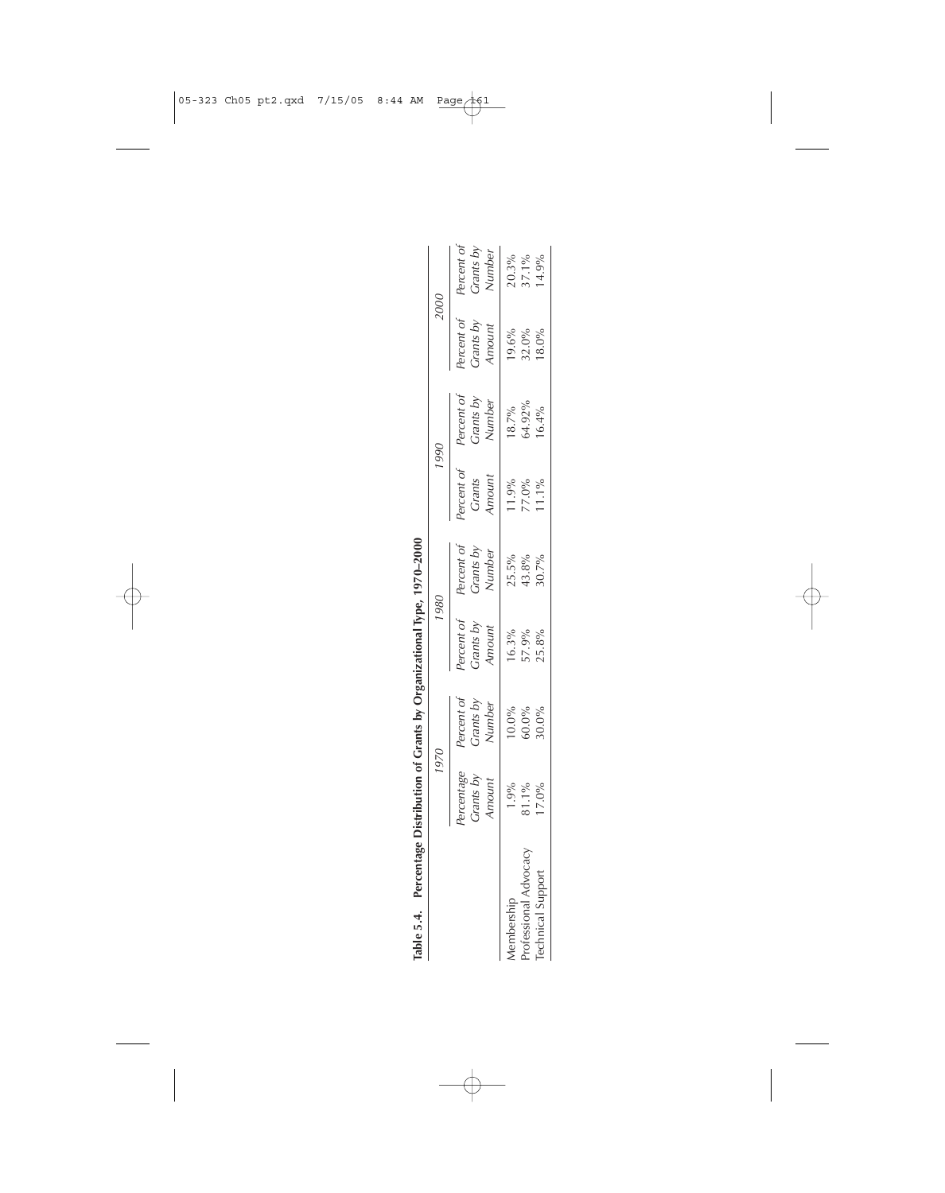**Table 5.4. Percentage Distribution of Grants by Organizational Type, 1970–2000**

| | 1970 | | 1980 | | 1990 | | 2000 | |
|---|---|---|---|---|---|---|---|---|
| | *Percentage Grants by Amount* | *Percent of Grants by Number* | *Percent of Grants by Amount* | *Percent of Grants by Number* | *Percent of Grants Amount* | *Percent of Grants by Number* | *Percent of Grants by Amount* | *Percent of Grants by Number* |
| Membership | 1.9% | 10.0% | 16.3% | 25.5% | 11.9% | 18.7% | 19.6% | 20.3% |
| Professional Advocacy | 81.1% | 60.0% | 57.9% | 43.8% | 77.0% | 64.92% | 32.0% | 37.1% |
| Technical Support | 17.0% | 30.0% | 25.8% | 30.7% | 11.1% | 16.4% | 18.0% | 14.9% |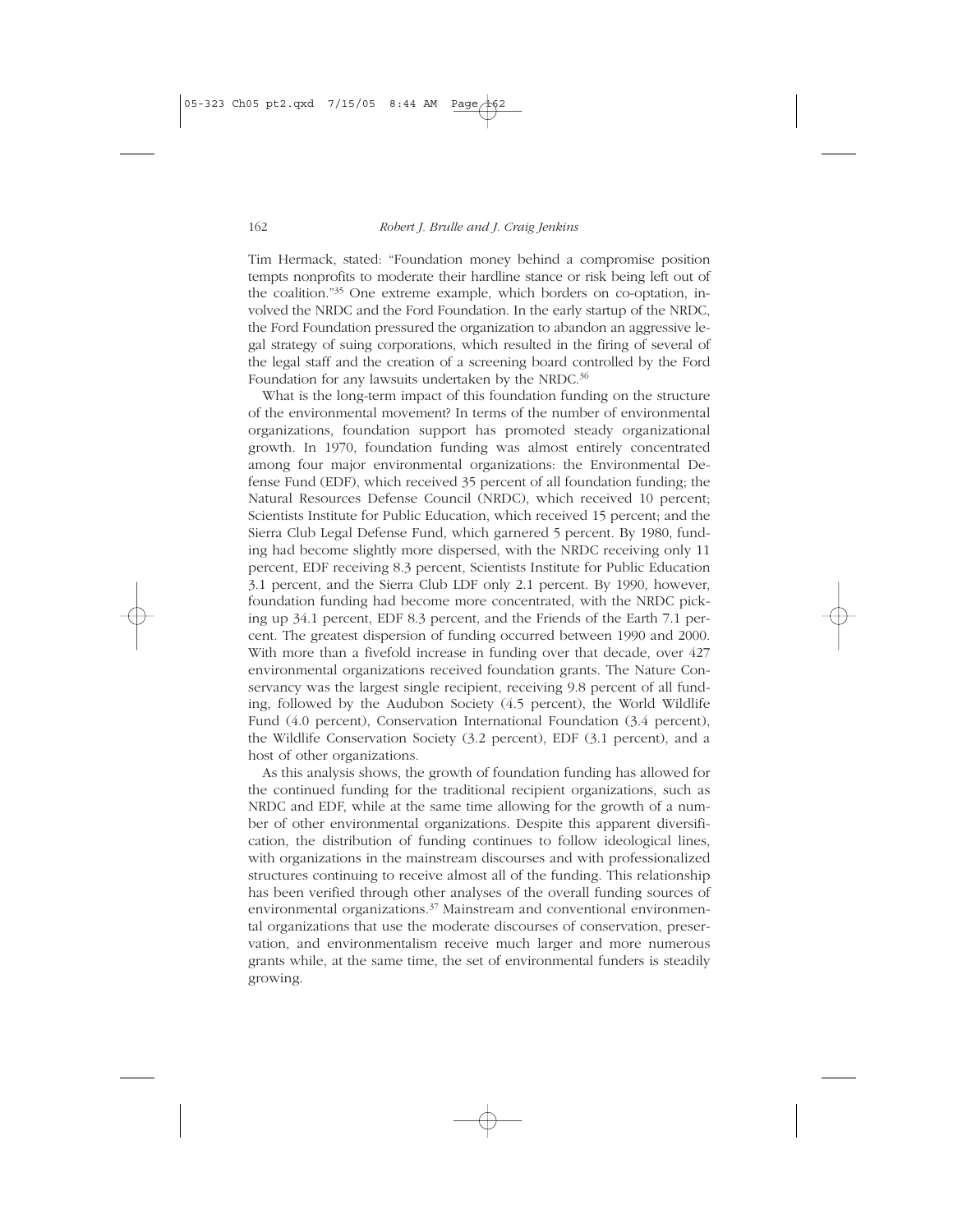Tim Hermack, stated: "Foundation money behind a compromise position tempts nonprofits to moderate their hardline stance or risk being left out of the coalition."[35] One extreme example, which borders on co-optation, involved the NRDC and the Ford Foundation. In the early startup of the NRDC, the Ford Foundation pressured the organization to abandon an aggressive legal strategy of suing corporations, which resulted in the firing of several of the legal staff and the creation of a screening board controlled by the Ford Foundation for any lawsuits undertaken by the NRDC.[36]

What is the long-term impact of this foundation funding on the structure of the environmental movement? In terms of the number of environmental organizations, foundation support has promoted steady organizational growth. In 1970, foundation funding was almost entirely concentrated among four major environmental organizations: the Environmental Defense Fund (EDF), which received 35 percent of all foundation funding; the Natural Resources Defense Council (NRDC), which received 10 percent; Scientists Institute for Public Education, which received 15 percent; and the Sierra Club Legal Defense Fund, which garnered 5 percent. By 1980, funding had become slightly more dispersed, with the NRDC receiving only 11 percent, EDF receiving 8.3 percent, Scientists Institute for Public Education 3.1 percent, and the Sierra Club LDF only 2.1 percent. By 1990, however, foundation funding had become more concentrated, with the NRDC picking up 34.1 percent, EDF 8.3 percent, and the Friends of the Earth 7.1 percent. The greatest dispersion of funding occurred between 1990 and 2000. With more than a fivefold increase in funding over that decade, over 427 environmental organizations received foundation grants. The Nature Conservancy was the largest single recipient, receiving 9.8 percent of all funding, followed by the Audubon Society (4.5 percent), the World Wildlife Fund (4.0 percent), Conservation International Foundation (3.4 percent), the Wildlife Conservation Society (3.2 percent), EDF (3.1 percent), and a host of other organizations.

As this analysis shows, the growth of foundation funding has allowed for the continued funding for the traditional recipient organizations, such as NRDC and EDF, while at the same time allowing for the growth of a number of other environmental organizations. Despite this apparent diversification, the distribution of funding continues to follow ideological lines, with organizations in the mainstream discourses and with professionalized structures continuing to receive almost all of the funding. This relationship has been verified through other analyses of the overall funding sources of environmental organizations.[37] Mainstream and conventional environmental organizations that use the moderate discourses of conservation, preservation, and environmentalism receive much larger and more numerous grants while, at the same time, the set of environmental funders is steadily growing.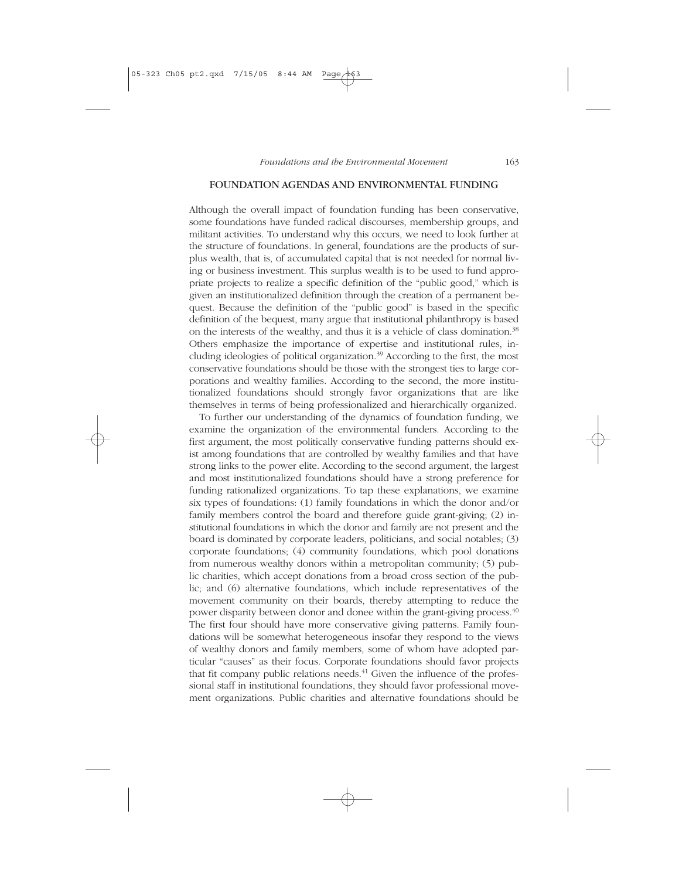## FOUNDATION AGENDAS AND ENVIRONMENTAL FUNDING

Although the overall impact of foundation funding has been conservative, some foundations have funded radical discourses, membership groups, and militant activities. To understand why this occurs, we need to look further at the structure of foundations. In general, foundations are the products of surplus wealth, that is, of accumulated capital that is not needed for normal living or business investment. This surplus wealth is to be used to fund appropriate projects to realize a specific definition of the "public good," which is given an institutionalized definition through the creation of a permanent bequest. Because the definition of the "public good" is based in the specific definition of the bequest, many argue that institutional philanthropy is based on the interests of the wealthy, and thus it is a vehicle of class domination.[38] Others emphasize the importance of expertise and institutional rules, including ideologies of political organization.[39] According to the first, the most conservative foundations should be those with the strongest ties to large corporations and wealthy families. According to the second, the more institutionalized foundations should strongly favor organizations that are like themselves in terms of being professionalized and hierarchically organized.

To further our understanding of the dynamics of foundation funding, we examine the organization of the environmental funders. According to the first argument, the most politically conservative funding patterns should exist among foundations that are controlled by wealthy families and that have strong links to the power elite. According to the second argument, the largest and most institutionalized foundations should have a strong preference for funding rationalized organizations. To tap these explanations, we examine six types of foundations: (1) family foundations in which the donor and/or family members control the board and therefore guide grant-giving; (2) institutional foundations in which the donor and family are not present and the board is dominated by corporate leaders, politicians, and social notables; (3) corporate foundations; (4) community foundations, which pool donations from numerous wealthy donors within a metropolitan community; (5) public charities, which accept donations from a broad cross section of the public; and (6) alternative foundations, which include representatives of the movement community on their boards, thereby attempting to reduce the power disparity between donor and donee within the grant-giving process.[40] The first four should have more conservative giving patterns. Family foundations will be somewhat heterogeneous insofar they respond to the views of wealthy donors and family members, some of whom have adopted particular "causes" as their focus. Corporate foundations should favor projects that fit company public relations needs.[41] Given the influence of the professional staff in institutional foundations, they should favor professional movement organizations. Public charities and alternative foundations should be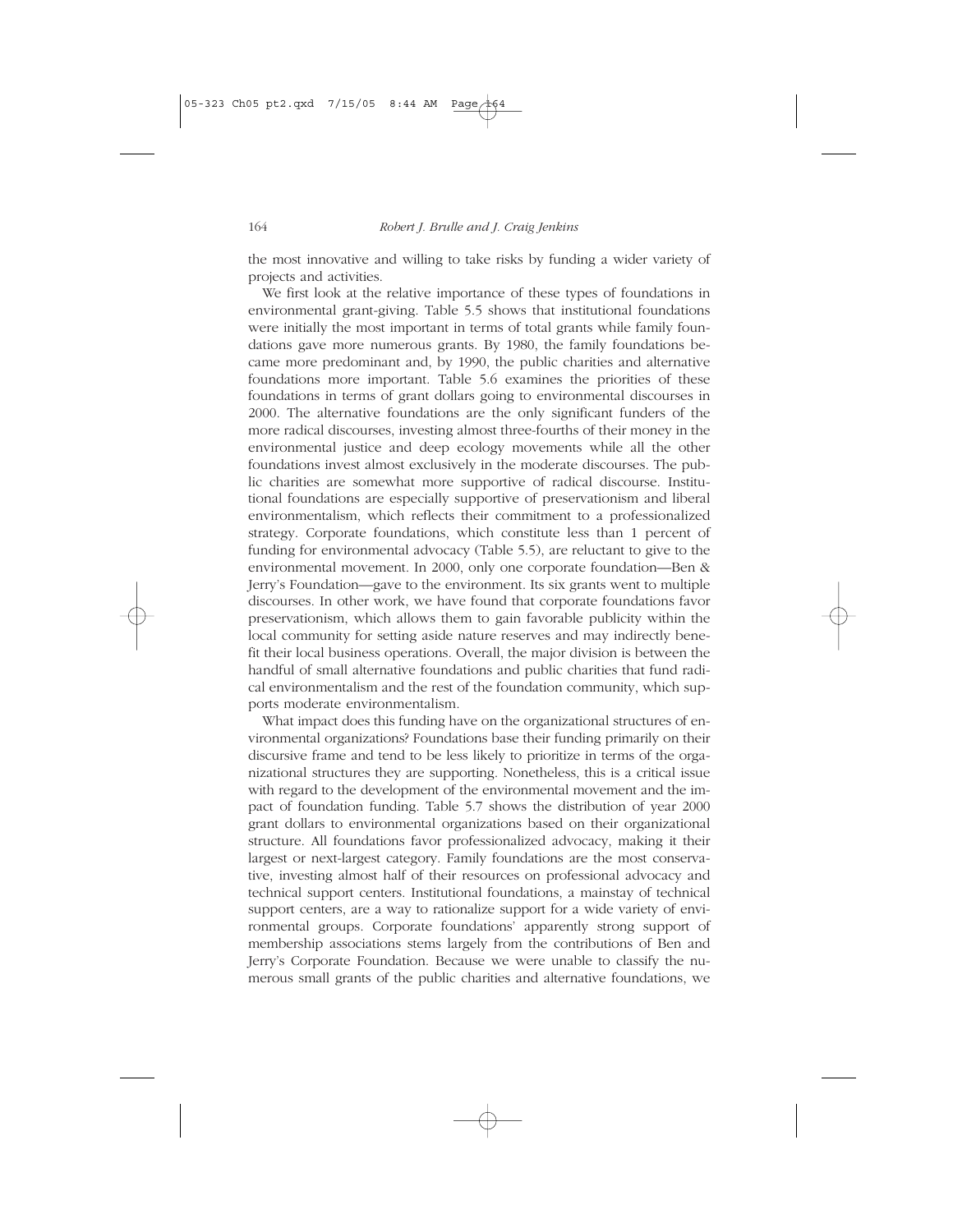the most innovative and willing to take risks by funding a wider variety of projects and activities.

We first look at the relative importance of these types of foundations in environmental grant-giving. Table 5.5 shows that institutional foundations were initially the most important in terms of total grants while family foundations gave more numerous grants. By 1980, the family foundations became more predominant and, by 1990, the public charities and alternative foundations more important. Table 5.6 examines the priorities of these foundations in terms of grant dollars going to environmental discourses in 2000. The alternative foundations are the only significant funders of the more radical discourses, investing almost three-fourths of their money in the environmental justice and deep ecology movements while all the other foundations invest almost exclusively in the moderate discourses. The public charities are somewhat more supportive of radical discourse. Institutional foundations are especially supportive of preservationism and liberal environmentalism, which reflects their commitment to a professionalized strategy. Corporate foundations, which constitute less than 1 percent of funding for environmental advocacy (Table 5.5), are reluctant to give to the environmental movement. In 2000, only one corporate foundation—Ben & Jerry's Foundation—gave to the environment. Its six grants went to multiple discourses. In other work, we have found that corporate foundations favor preservationism, which allows them to gain favorable publicity within the local community for setting aside nature reserves and may indirectly benefit their local business operations. Overall, the major division is between the handful of small alternative foundations and public charities that fund radical environmentalism and the rest of the foundation community, which supports moderate environmentalism.

What impact does this funding have on the organizational structures of environmental organizations? Foundations base their funding primarily on their discursive frame and tend to be less likely to prioritize in terms of the organizational structures they are supporting. Nonetheless, this is a critical issue with regard to the development of the environmental movement and the impact of foundation funding. Table 5.7 shows the distribution of year 2000 grant dollars to environmental organizations based on their organizational structure. All foundations favor professionalized advocacy, making it their largest or next-largest category. Family foundations are the most conservative, investing almost half of their resources on professional advocacy and technical support centers. Institutional foundations, a mainstay of technical support centers, are a way to rationalize support for a wide variety of environmental groups. Corporate foundations' apparently strong support of membership associations stems largely from the contributions of Ben and Jerry's Corporate Foundation. Because we were unable to classify the numerous small grants of the public charities and alternative foundations, we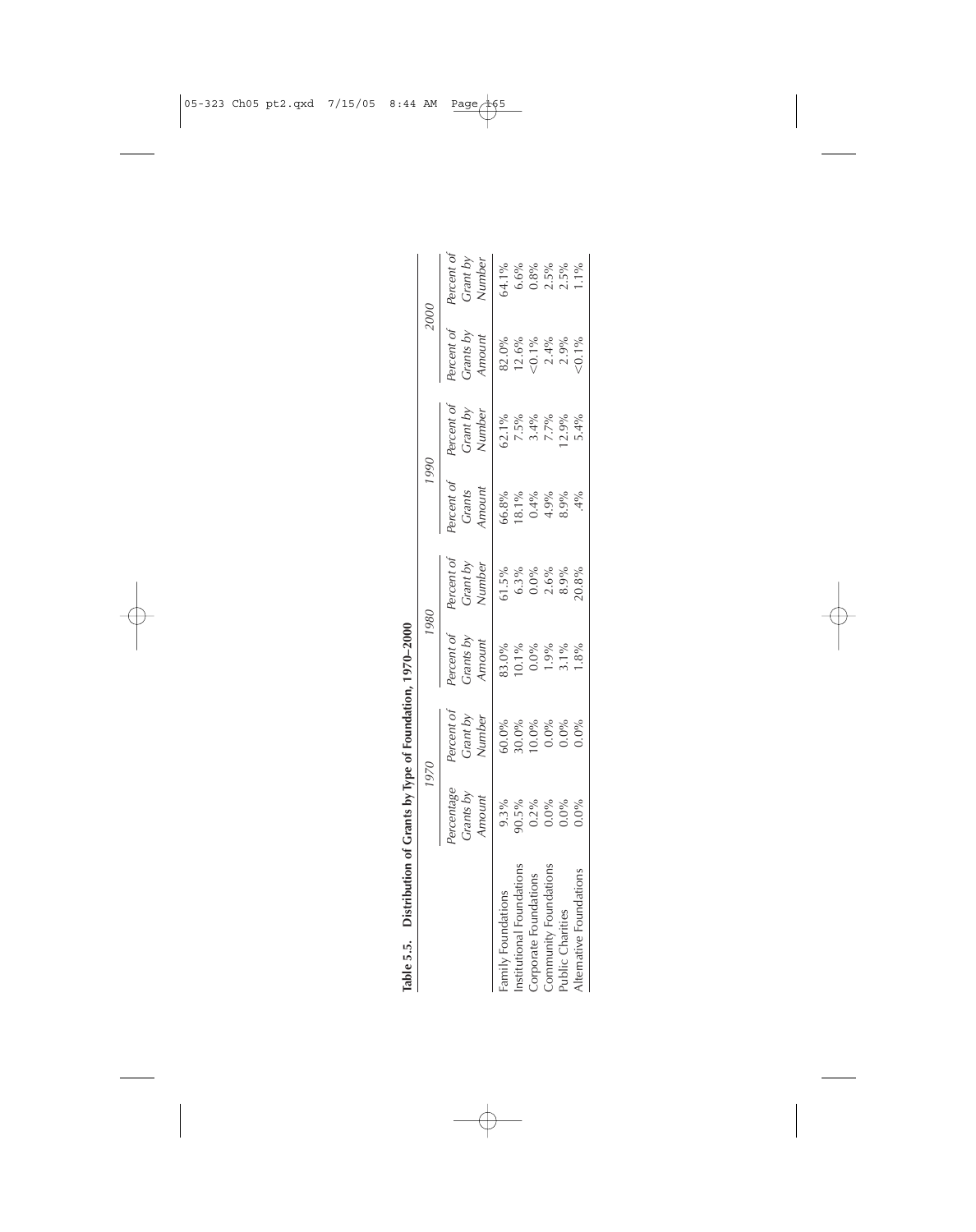**Table 5.5. Distribution of Grants by Type of Foundation, 1970–2000**

| | *1970* | | *1980* | | *1990* | | *2000* | |
|---|---|---|---|---|---|---|---|---|
| | *Percentage Grants by Amount* | *Percent of Grant by Number* | *Percent of Grants by Amount* | *Percent of Grant by Number* | *Percent of Grants Amount* | *Percent of Grant by Number* | *Percent of Grants by Amount* | *Percent of Grant by Number* |
| Family Foundations | 9.3% | 60.0% | 83.0% | 61.5% | 66.8% | 62.1% | 82.0% | 64.1% |
| Institutional Foundations | 90.5% | 30.0% | 10.1% | 6.3% | 18.1% | 7.5% | 12.6% | 6.6% |
| Corporate Foundations | 0.2% | 10.0% | 0.0% | 0.0% | 0.4% | 3.4% | <0.1% | 0.8% |
| Community Foundations | 0.0% | 0.0% | 1.9% | 2.6% | 4.9% | 7.7% | 2.4% | 2.5% |
| Public Charities | 0.0% | 0.0% | 3.1% | 8.9% | 8.9% | 12.9% | 2.9% | 2.5% |
| Alternative Foundations | 0.0% | 0.0% | 1.8% | 20.8% | .4% | 5.4% | <0.1% | 1.1% |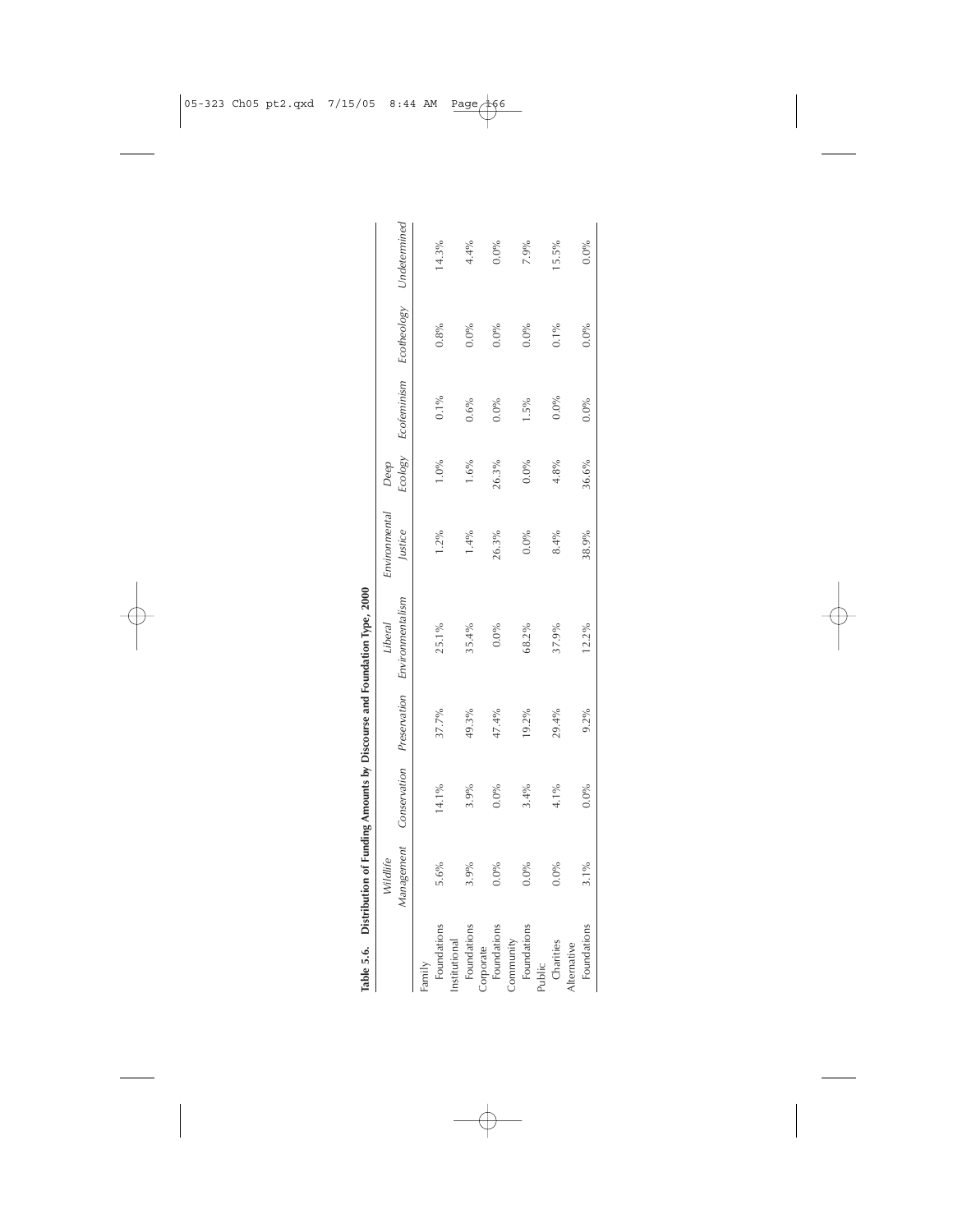**Table 5.6. Distribution of Funding Amounts by Discourse and Foundation Type, 2000**

| | *Wildlife Management* | *Conservation* | *Preservation* | *Liberal Environmentalism* | *Environmental Justice* | *Deep Ecology* | *Ecofeminism* | *Ecotheology* | *Undetermined* |
|---|---|---|---|---|---|---|---|---|---|
| Family Foundations | 5.6% | 14.1% | 37.7% | 25.1% | 1.2% | 1.0% | 0.1% | 0.8% | 14.3% |
| Institutional Foundations | 3.9% | 3.9% | 49.3% | 35.4% | 1.4% | 1.6% | 0.6% | 0.0% | 4.4% |
| Corporate Foundations | 0.0% | 0.0% | 47.4% | 0.0% | 26.3% | 26.3% | 0.0% | 0.0% | 0.0% |
| Community Foundations | 0.0% | 3.4% | 19.2% | 68.2% | 0.0% | 0.0% | 1.5% | 0.0% | 7.9% |
| Public Charities | 0.0% | 4.1% | 29.4% | 37.9% | 8.4% | 4.8% | 0.0% | 0.1% | 15.5% |
| Alternative Foundations | 3.1% | 0.0% | 9.2% | 12.2% | 38.9% | 36.6% | 0.0% | 0.0% | 0.0% |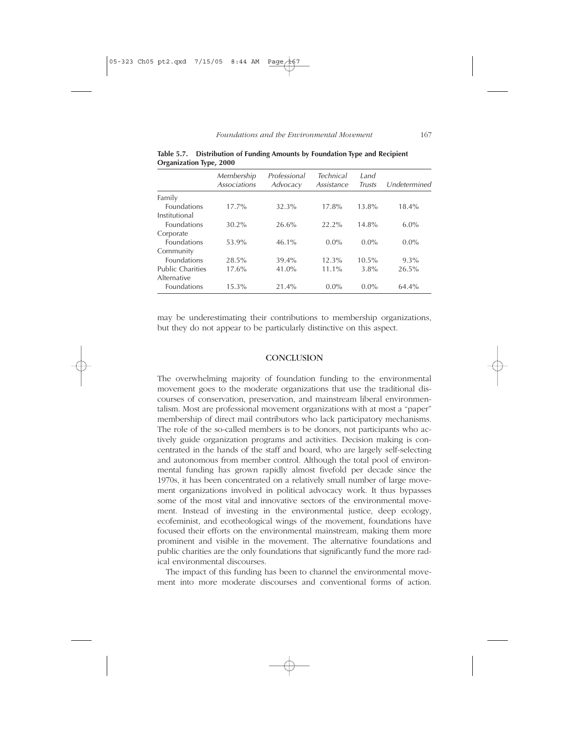**Table 5.7. Distribution of Funding Amounts by Foundation Type and Recipient Organization Type, 2000**

| | *Membership Associations* | *Professional Advocacy* | *Technical Assistance* | *Land Trusts* | *Undetermined* |
|---|---|---|---|---|---|
| Family Foundations | 17.7% | 32.3% | 17.8% | 13.8% | 18.4% |
| Institutional Foundations | 30.2% | 26.6% | 22.2% | 14.8% | 6.0% |
| Corporate Foundations | 53.9% | 46.1% | 0.0% | 0.0% | 0.0% |
| Community Foundations | 28.5% | 39.4% | 12.3% | 10.5% | 9.3% |
| Public Charities | 17.6% | 41.0% | 11.1% | 3.8% | 26.5% |
| Alternative Foundations | 15.3% | 21.4% | 0.0% | 0.0% | 64.4% |

may be underestimating their contributions to membership organizations, but they do not appear to be particularly distinctive on this aspect.

## CONCLUSION

The overwhelming majority of foundation funding to the environmental movement goes to the moderate organizations that use the traditional discourses of conservation, preservation, and mainstream liberal environmentalism. Most are professional movement organizations with at most a "paper" membership of direct mail contributors who lack participatory mechanisms. The role of the so-called members is to be donors, not participants who actively guide organization programs and activities. Decision making is concentrated in the hands of the staff and board, who are largely self-selecting and autonomous from member control. Although the total pool of environmental funding has grown rapidly almost fivefold per decade since the 1970s, it has been concentrated on a relatively small number of large movement organizations involved in political advocacy work. It thus bypasses some of the most vital and innovative sectors of the environmental movement. Instead of investing in the environmental justice, deep ecology, ecofeminist, and ecotheological wings of the movement, foundations have focused their efforts on the environmental mainstream, making them more prominent and visible in the movement. The alternative foundations and public charities are the only foundations that significantly fund the more radical environmental discourses.

The impact of this funding has been to channel the environmental movement into more moderate discourses and conventional forms of action.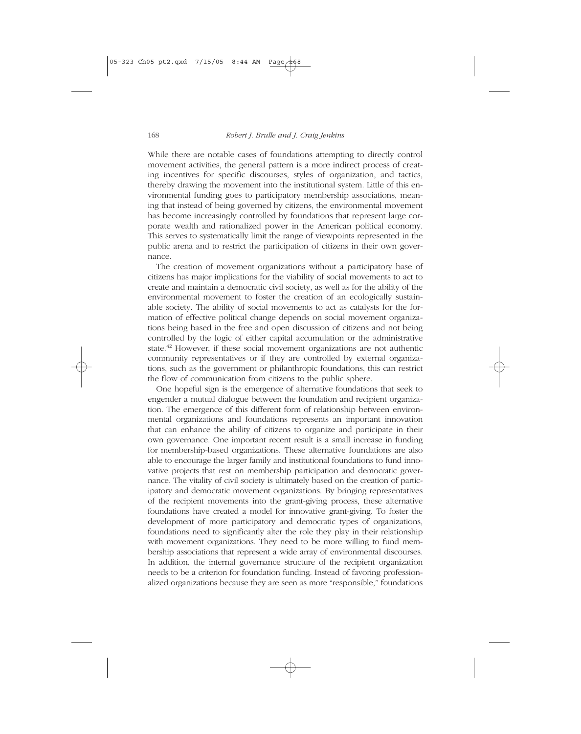While there are notable cases of foundations attempting to directly control movement activities, the general pattern is a more indirect process of creating incentives for specific discourses, styles of organization, and tactics, thereby drawing the movement into the institutional system. Little of this environmental funding goes to participatory membership associations, meaning that instead of being governed by citizens, the environmental movement has become increasingly controlled by foundations that represent large corporate wealth and rationalized power in the American political economy. This serves to systematically limit the range of viewpoints represented in the public arena and to restrict the participation of citizens in their own governance.

The creation of movement organizations without a participatory base of citizens has major implications for the viability of social movements to act to create and maintain a democratic civil society, as well as for the ability of the environmental movement to foster the creation of an ecologically sustainable society. The ability of social movements to act as catalysts for the formation of effective political change depends on social movement organizations being based in the free and open discussion of citizens and not being controlled by the logic of either capital accumulation or the administrative state.[42] However, if these social movement organizations are not authentic community representatives or if they are controlled by external organizations, such as the government or philanthropic foundations, this can restrict the flow of communication from citizens to the public sphere.

One hopeful sign is the emergence of alternative foundations that seek to engender a mutual dialogue between the foundation and recipient organization. The emergence of this different form of relationship between environmental organizations and foundations represents an important innovation that can enhance the ability of citizens to organize and participate in their own governance. One important recent result is a small increase in funding for membership-based organizations. These alternative foundations are also able to encourage the larger family and institutional foundations to fund innovative projects that rest on membership participation and democratic governance. The vitality of civil society is ultimately based on the creation of participatory and democratic movement organizations. By bringing representatives of the recipient movements into the grant-giving process, these alternative foundations have created a model for innovative grant-giving. To foster the development of more participatory and democratic types of organizations, foundations need to significantly alter the role they play in their relationship with movement organizations. They need to be more willing to fund membership associations that represent a wide array of environmental discourses. In addition, the internal governance structure of the recipient organization needs to be a criterion for foundation funding. Instead of favoring professionalized organizations because they are seen as more "responsible," foundations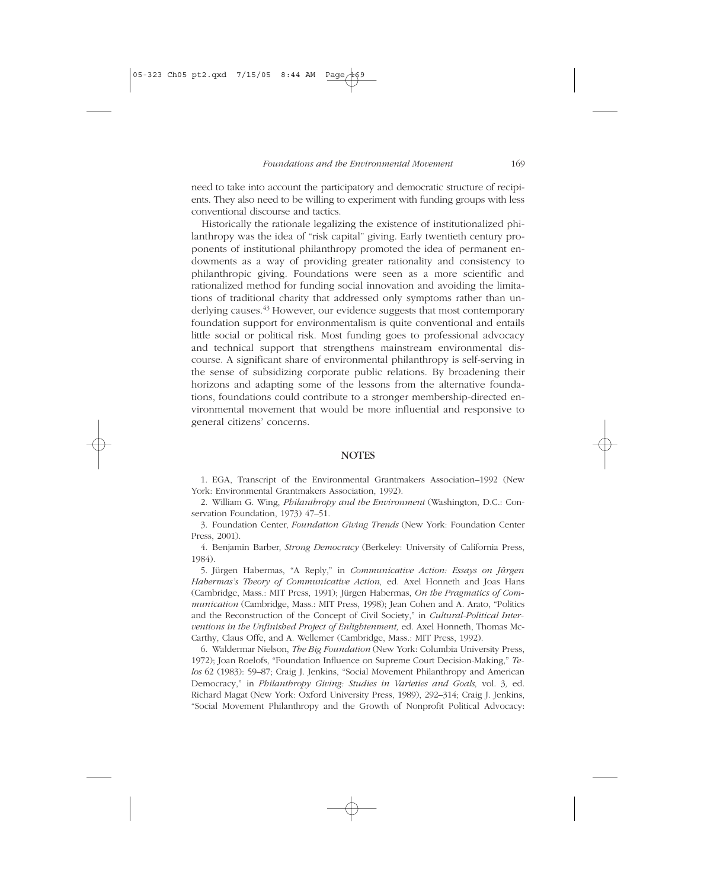need to take into account the participatory and democratic structure of recipients. They also need to be willing to experiment with funding groups with less conventional discourse and tactics.

Historically the rationale legalizing the existence of institutionalized philanthropy was the idea of "risk capital" giving. Early twentieth century proponents of institutional philanthropy promoted the idea of permanent endowments as a way of providing greater rationality and consistency to philanthropic giving. Foundations were seen as a more scientific and rationalized method for funding social innovation and avoiding the limitations of traditional charity that addressed only symptoms rather than underlying causes.[43] However, our evidence suggests that most contemporary foundation support for environmentalism is quite conventional and entails little social or political risk. Most funding goes to professional advocacy and technical support that strengthens mainstream environmental discourse. A significant share of environmental philanthropy is self-serving in the sense of subsidizing corporate public relations. By broadening their horizons and adapting some of the lessons from the alternative foundations, foundations could contribute to a stronger membership-directed environmental movement that would be more influential and responsive to general citizens' concerns.

## NOTES

1. EGA, Transcript of the Environmental Grantmakers Association–1992 (New York: Environmental Grantmakers Association, 1992).

2. William G. Wing, *Philanthropy and the Environment* (Washington, D.C.: Conservation Foundation, 1973) 47–51.

3. Foundation Center, *Foundation Giving Trends* (New York: Foundation Center Press, 2001).

4. Benjamin Barber, *Strong Democracy* (Berkeley: University of California Press, 1984).

5. Jürgen Habermas, "A Reply," in *Communicative Action: Essays on Jürgen Habermas's Theory of Communicative Action,* ed. Axel Honneth and Joas Hans (Cambridge, Mass.: MIT Press, 1991); Jürgen Habermas, *On the Pragmatics of Communication* (Cambridge, Mass.: MIT Press, 1998); Jean Cohen and A. Arato, "Politics and the Reconstruction of the Concept of Civil Society," in *Cultural-Political Interventions in the Unfinished Project of Enlightenment,* ed. Axel Honneth, Thomas McCarthy, Claus Offe, and A. Wellemer (Cambridge, Mass.: MIT Press, 1992).

6. Waldermar Nielson, *The Big Foundation* (New York: Columbia University Press, 1972); Joan Roelofs, "Foundation Influence on Supreme Court Decision-Making," *Telos* 62 (1983): 59–87; Craig J. Jenkins, "Social Movement Philanthropy and American Democracy," in *Philanthropy Giving: Studies in Varieties and Goals,* vol. 3, ed. Richard Magat (New York: Oxford University Press, 1989), 292–314; Craig J. Jenkins, "Social Movement Philanthropy and the Growth of Nonprofit Political Advocacy: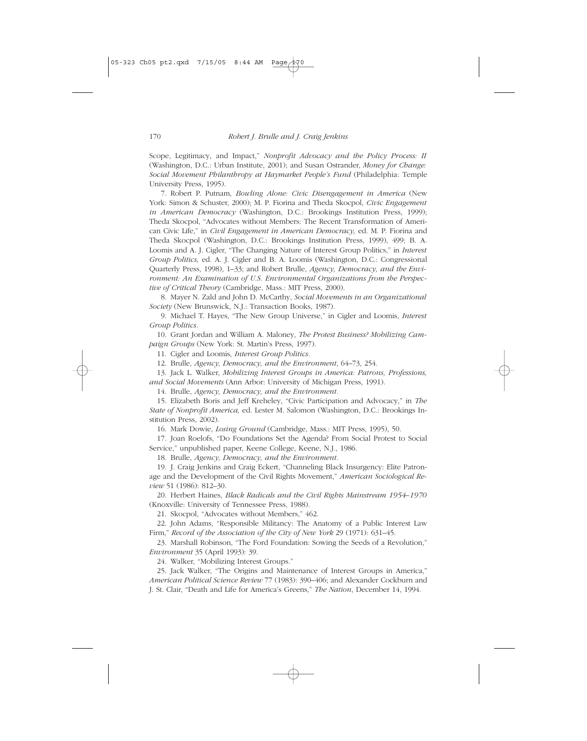Scope, Legitimacy, and Impact," *Nonprofit Advocacy and the Policy Process: II* (Washington, D.C.: Urban Institute, 2001); and Susan Ostrander, *Money for Change: Social Movement Philanthropy at Haymarket People's Fund* (Philadelphia: Temple University Press, 1995).

7. Robert P. Putnam, *Bowling Alone: Civic Disengagement in America* (New York: Simon & Schuster, 2000); M. P. Fiorina and Theda Skocpol, *Civic Engagement in American Democracy* (Washington, D.C.: Brookings Institution Press, 1999); Theda Skocpol, "Advocates without Members: The Recent Transformation of American Civic Life," in *Civil Engagement in American Democracy,* ed. M. P. Fiorina and Theda Skocpol (Washington, D.C.: Brookings Institution Press, 1999), 499; B. A. Loomis and A. J. Cigler, "The Changing Nature of Interest Group Politics," in *Interest Group Politics,* ed. A. J. Cigler and B. A. Loomis (Washington, D.C.: Congressional Quarterly Press, 1998), 1–33; and Robert Brulle, *Agency, Democracy, and the Environment: An Examination of U.S. Environmental Organizations from the Perspective of Critical Theory* (Cambridge, Mass.: MIT Press, 2000).

8. Mayer N. Zald and John D. McCarthy, *Social Movements in an Organizational Society* (New Brunswick, N.J.: Transaction Books, 1987).

9. Michael T. Hayes, "The New Group Universe," in Cigler and Loomis, *Interest Group Politics.*

10. Grant Jordan and William A. Maloney, *The Protest Business? Mobilizing Campaign Groups* (New York: St. Martin's Press, 1997).

11. Cigler and Loomis, *Interest Group Politics.*

12. Brulle, *Agency, Democracy, and the Environment*, 64–73, 254.

13. Jack L. Walker, *Mobilizing Interest Groups in America: Patrons, Professions, and Social Movements* (Ann Arbor: University of Michigan Press, 1991).

14. Brulle, *Agency, Democracy, and the Environment.*

15. Elizabeth Boris and Jeff Kreheley, "Civic Participation and Advocacy," in *The State of Nonprofit America,* ed. Lester M. Salomon (Washington, D.C.: Brookings Institution Press, 2002).

16. Mark Dowie, *Losing Ground* (Cambridge, Mass.: MIT Press, 1995), 50.

17. Joan Roelofs, "Do Foundations Set the Agenda? From Social Protest to Social Service," unpublished paper, Keene College, Keene, N.J., 1986.

18. Brulle, *Agency, Democracy, and the Environment.*

19. J. Craig Jenkins and Craig Eckert, "Channeling Black Insurgency: Elite Patronage and the Development of the Civil Rights Movement," *American Sociological Review* 51 (1986): 812–30.

20. Herbert Haines, *Black Radicals and the Civil Rights Mainstream 1954–1970* (Knoxville: University of Tennessee Press, 1988).

21. Skocpol, "Advocates without Members," 462.

22. John Adams, "Responsible Militancy: The Anatomy of a Public Interest Law Firm," *Record of the Association of the City of New York* 29 (1971): 631–45.

23. Marshall Robinson, "The Ford Foundation: Sowing the Seeds of a Revolution," *Environment* 35 (April 1993): 39.

24. Walker, "Mobilizing Interest Groups."

25. Jack Walker, "The Origins and Maintenance of Interest Groups in America," *American Political Science Review* 77 (1983): 390–406; and Alexander Cockburn and J. St. Clair, "Death and Life for America's Greens," *The Nation*, December 14, 1994.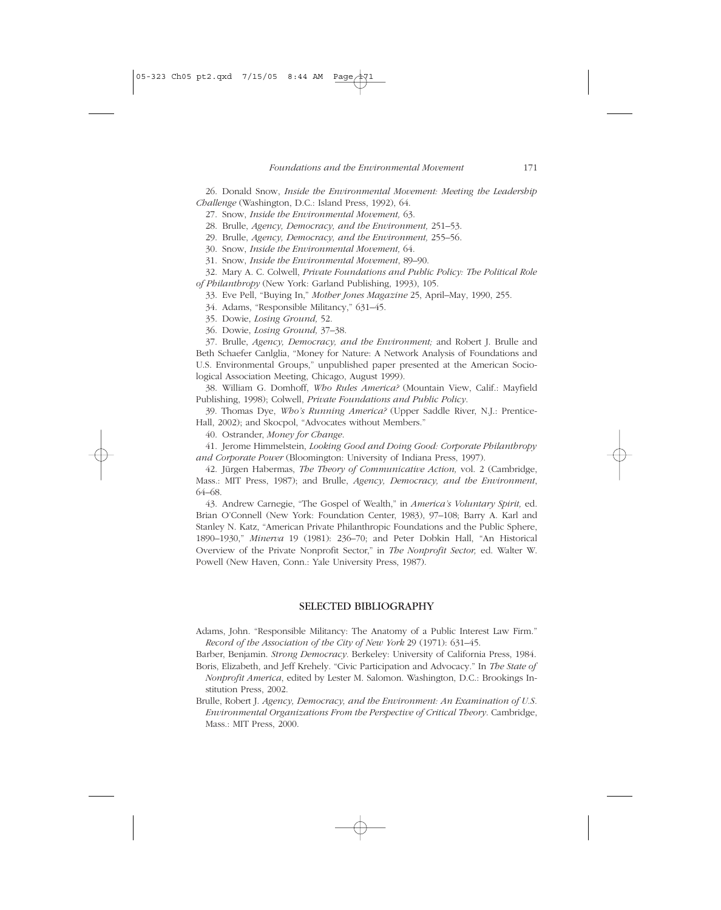26. Donald Snow, *Inside the Environmental Movement: Meeting the Leadership Challenge* (Washington, D.C.: Island Press, 1992), 64.

27. Snow, *Inside the Environmental Movement,* 63.

28. Brulle, *Agency, Democracy, and the Environment,* 251–53.

29. Brulle, *Agency, Democracy, and the Environment,* 255–56.

30. Snow, *Inside the Environmental Movement,* 64.

31. Snow, *Inside the Environmental Movement*, 89–90.

32. Mary A. C. Colwell, *Private Foundations and Public Policy: The Political Role of Philanthropy* (New York: Garland Publishing, 1993), 105.

33. Eve Pell, "Buying In," *Mother Jones Magazine* 25, April–May, 1990, 255.

34. Adams, "Responsible Militancy," 631–45.

35. Dowie, *Losing Ground,* 52.

36. Dowie, *Losing Ground,* 37–38.

37. Brulle, *Agency, Democracy, and the Environment;* and Robert J. Brulle and Beth Schaefer Canlglia, "Money for Nature: A Network Analysis of Foundations and U.S. Environmental Groups," unpublished paper presented at the American Sociological Association Meeting, Chicago, August 1999).

38. William G. Domhoff, *Who Rules America?* (Mountain View, Calif.: Mayfield Publishing, 1998); Colwell, *Private Foundations and Public Policy.*

39. Thomas Dye, *Who's Running America?* (Upper Saddle River, N.J.: Prentice-Hall, 2002); and Skocpol, "Advocates without Members."

40. Ostrander, *Money for Change.*

41. Jerome Himmelstein, *Looking Good and Doing Good: Corporate Philanthropy and Corporate Power* (Bloomington: University of Indiana Press, 1997).

42. Jürgen Habermas, *The Theory of Communicative Action,* vol. 2 (Cambridge, Mass.: MIT Press, 1987); and Brulle, *Agency, Democracy, and the Environment*, 64–68.

43. Andrew Carnegie, "The Gospel of Wealth," in *America's Voluntary Spirit,* ed. Brian O'Connell (New York: Foundation Center, 1983), 97–108; Barry A. Karl and Stanley N. Katz, "American Private Philanthropic Foundations and the Public Sphere, 1890–1930," *Minerva* 19 (1981): 236–70; and Peter Dobkin Hall, "An Historical Overview of the Private Nonprofit Sector," in *The Nonprofit Sector,* ed. Walter W. Powell (New Haven, Conn.: Yale University Press, 1987).

## SELECTED BIBLIOGRAPHY

Adams, John. "Responsible Militancy: The Anatomy of a Public Interest Law Firm." *Record of the Association of the City of New York* 29 (1971): 631–45.

Barber, Benjamin. *Strong Democracy*. Berkeley: University of California Press, 1984.

Boris, Elizabeth, and Jeff Krehely. "Civic Participation and Advocacy." In *The State of Nonprofit America*, edited by Lester M. Salomon. Washington, D.C.: Brookings Institution Press, 2002.

Brulle, Robert J. *Agency, Democracy, and the Environment: An Examination of U.S. Environmental Organizations From the Perspective of Critical Theory*. Cambridge, Mass.: MIT Press, 2000.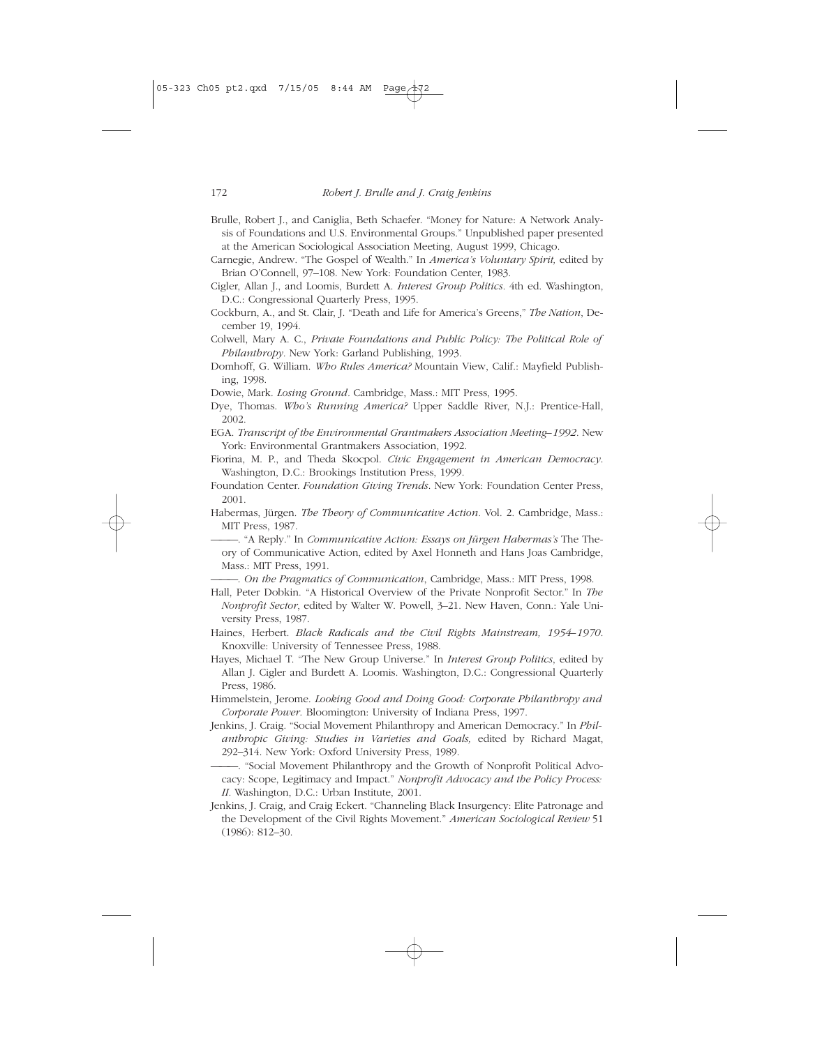Brulle, Robert J., and Caniglia, Beth Schaefer. "Money for Nature: A Network Analysis of Foundations and U.S. Environmental Groups." Unpublished paper presented at the American Sociological Association Meeting, August 1999, Chicago.

Carnegie, Andrew. "The Gospel of Wealth." In *America's Voluntary Spirit,* edited by Brian O'Connell, 97–108. New York: Foundation Center, 1983.

Cigler, Allan J., and Loomis, Burdett A. *Interest Group Politics*. 4th ed. Washington, D.C.: Congressional Quarterly Press, 1995.

Cockburn, A., and St. Clair, J. "Death and Life for America's Greens," *The Nation*, December 19, 1994.

Colwell, Mary A. C., *Private Foundations and Public Policy: The Political Role of Philanthropy*. New York: Garland Publishing, 1993.

Domhoff, G. William. *Who Rules America?* Mountain View, Calif.: Mayfield Publishing, 1998.

Dowie, Mark. *Losing Ground*. Cambridge, Mass.: MIT Press, 1995.

Dye, Thomas. *Who's Running America?* Upper Saddle River, N.J.: Prentice-Hall, 2002.

EGA. *Transcript of the Environmental Grantmakers Association Meeting–1992*. New York: Environmental Grantmakers Association, 1992.

Fiorina, M. P., and Theda Skocpol. *Civic Engagement in American Democracy*. Washington, D.C.: Brookings Institution Press, 1999.

Foundation Center. *Foundation Giving Trends*. New York: Foundation Center Press, 2001.

Habermas, Jürgen. *The Theory of Communicative Action*. Vol. 2. Cambridge, Mass.: MIT Press, 1987.

———. "A Reply." In *Communicative Action: Essays on Jürgen Habermas's* The Theory of Communicative Action, edited by Axel Honneth and Hans Joas Cambridge, Mass.: MIT Press, 1991.

———. *On the Pragmatics of Communication*, Cambridge, Mass.: MIT Press, 1998.

Hall, Peter Dobkin. "A Historical Overview of the Private Nonprofit Sector." In *The Nonprofit Sector*, edited by Walter W. Powell, 3–21. New Haven, Conn.: Yale University Press, 1987.

Haines, Herbert. *Black Radicals and the Civil Rights Mainstream, 1954–1970*. Knoxville: University of Tennessee Press, 1988.

Hayes, Michael T. "The New Group Universe." In *Interest Group Politics*, edited by Allan J. Cigler and Burdett A. Loomis. Washington, D.C.: Congressional Quarterly Press, 1986.

Himmelstein, Jerome. *Looking Good and Doing Good: Corporate Philanthropy and Corporate Power*. Bloomington: University of Indiana Press, 1997.

Jenkins, J. Craig. "Social Movement Philanthropy and American Democracy." In *Philanthropic Giving: Studies in Varieties and Goals,* edited by Richard Magat, 292–314. New York: Oxford University Press, 1989.

———. "Social Movement Philanthropy and the Growth of Nonprofit Political Advocacy: Scope, Legitimacy and Impact." *Nonprofit Advocacy and the Policy Process: II*. Washington, D.C.: Urban Institute, 2001.

Jenkins, J. Craig, and Craig Eckert. "Channeling Black Insurgency: Elite Patronage and the Development of the Civil Rights Movement." *American Sociological Review* 51 (1986): 812–30.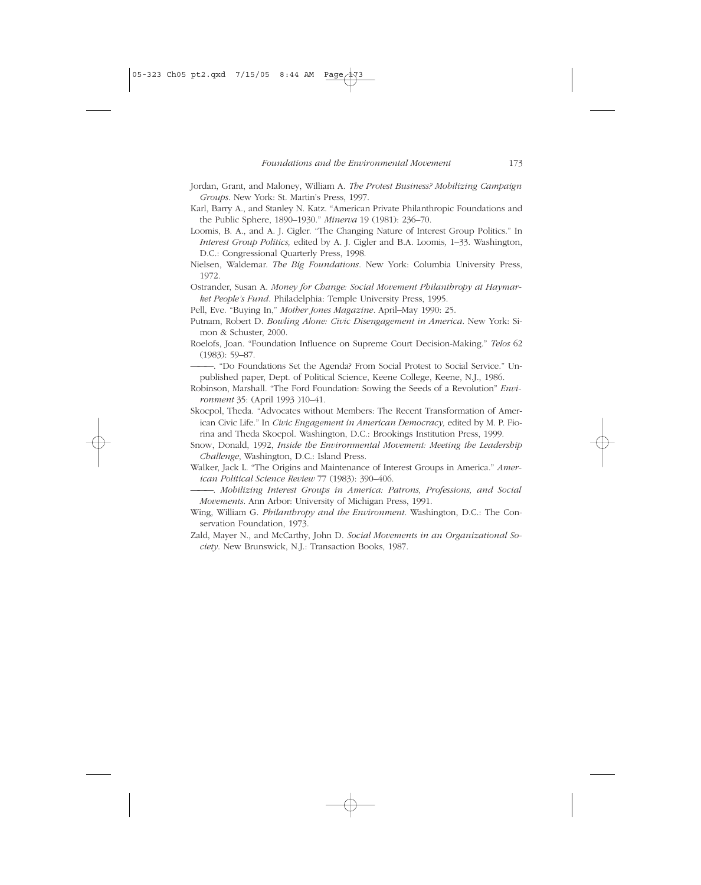Jordan, Grant, and Maloney, William A. *The Protest Business? Mobilizing Campaign Groups*. New York: St. Martin's Press, 1997.

Karl, Barry A., and Stanley N. Katz. "American Private Philanthropic Foundations and the Public Sphere, 1890–1930." *Minerva* 19 (1981): 236–70.

Loomis, B. A., and A. J. Cigler. "The Changing Nature of Interest Group Politics." In *Interest Group Politics,* edited by A. J. Cigler and B.A. Loomis, 1–33. Washington, D.C.: Congressional Quarterly Press, 1998.

Nielsen, Waldemar. *The Big Foundations*. New York: Columbia University Press, 1972.

Ostrander, Susan A. *Money for Change: Social Movement Philanthropy at Haymarket People's Fund*. Philadelphia: Temple University Press, 1995.

Pell, Eve. "Buying In," *Mother Jones Magazine*. April–May 1990: 25.

Putnam, Robert D. *Bowling Alone: Civic Disengagement in America*. New York: Simon & Schuster, 2000.

Roelofs, Joan. "Foundation Influence on Supreme Court Decision-Making." *Telos* 62 (1983): 59–87.

———. "Do Foundations Set the Agenda? From Social Protest to Social Service." Unpublished paper, Dept. of Political Science, Keene College, Keene, N.J., 1986.

Robinson, Marshall. "The Ford Foundation: Sowing the Seeds of a Revolution" *Environment* 35: (April 1993 )10–41.

Skocpol, Theda. "Advocates without Members: The Recent Transformation of American Civic Life." In *Civic Engagement in American Democracy,* edited by M. P. Fiorina and Theda Skocpol. Washington, D.C.: Brookings Institution Press, 1999.

Snow, Donald, 1992, *Inside the Environmental Movement: Meeting the Leadership Challenge*, Washington, D.C.: Island Press.

Walker, Jack L. "The Origins and Maintenance of Interest Groups in America." *American Political Science Review* 77 (1983): 390–406.

———. *Mobilizing Interest Groups in America: Patrons, Professions, and Social Movements*. Ann Arbor: University of Michigan Press, 1991.

Wing, William G. *Philanthropy and the Environment*. Washington, D.C.: The Conservation Foundation, 1973.

Zald, Mayer N., and McCarthy, John D. *Social Movements in an Organizational Society*. New Brunswick, N.J.: Transaction Books, 1987.